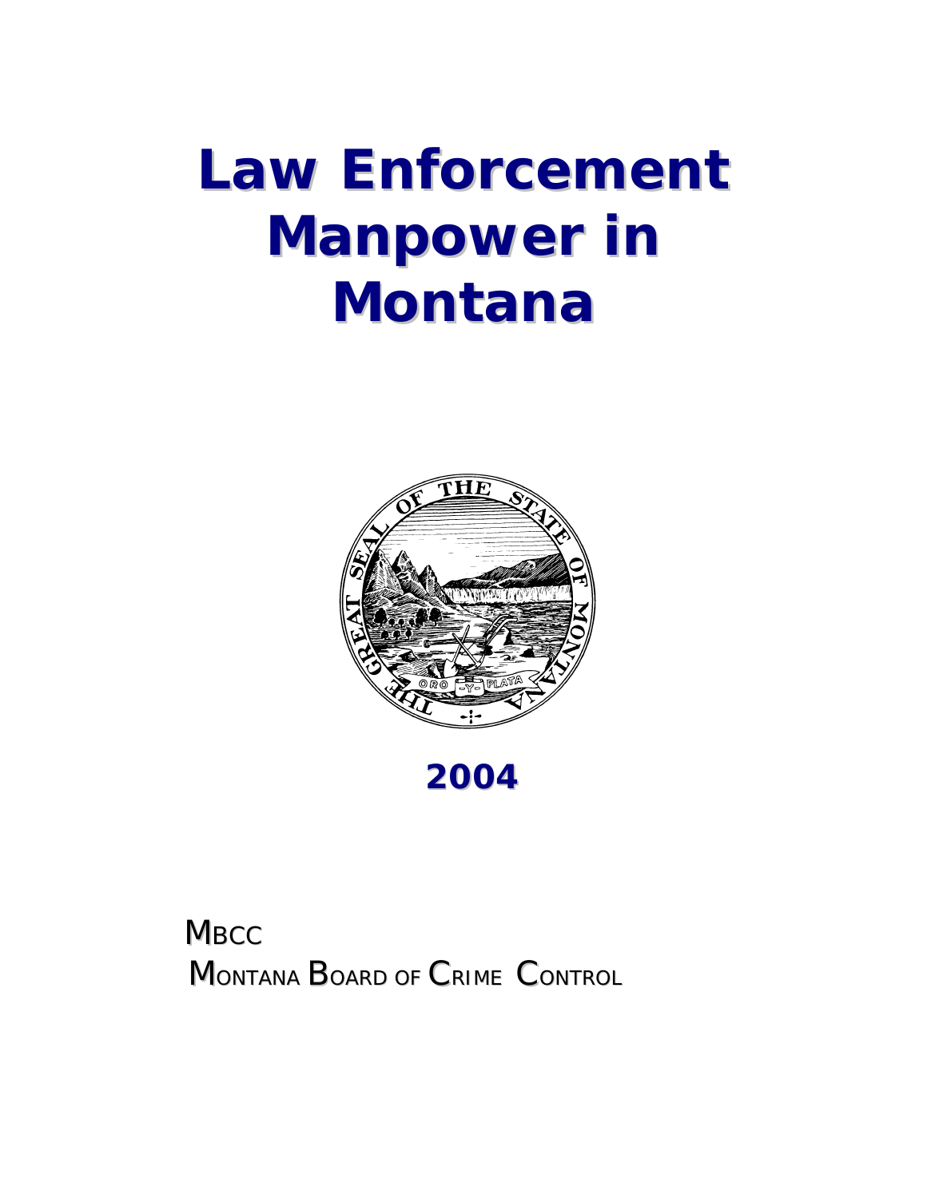# Law Enforcement Manpower in Montana

## 2004

MBCC

MONTANA BOARD OF CRIME CONTROL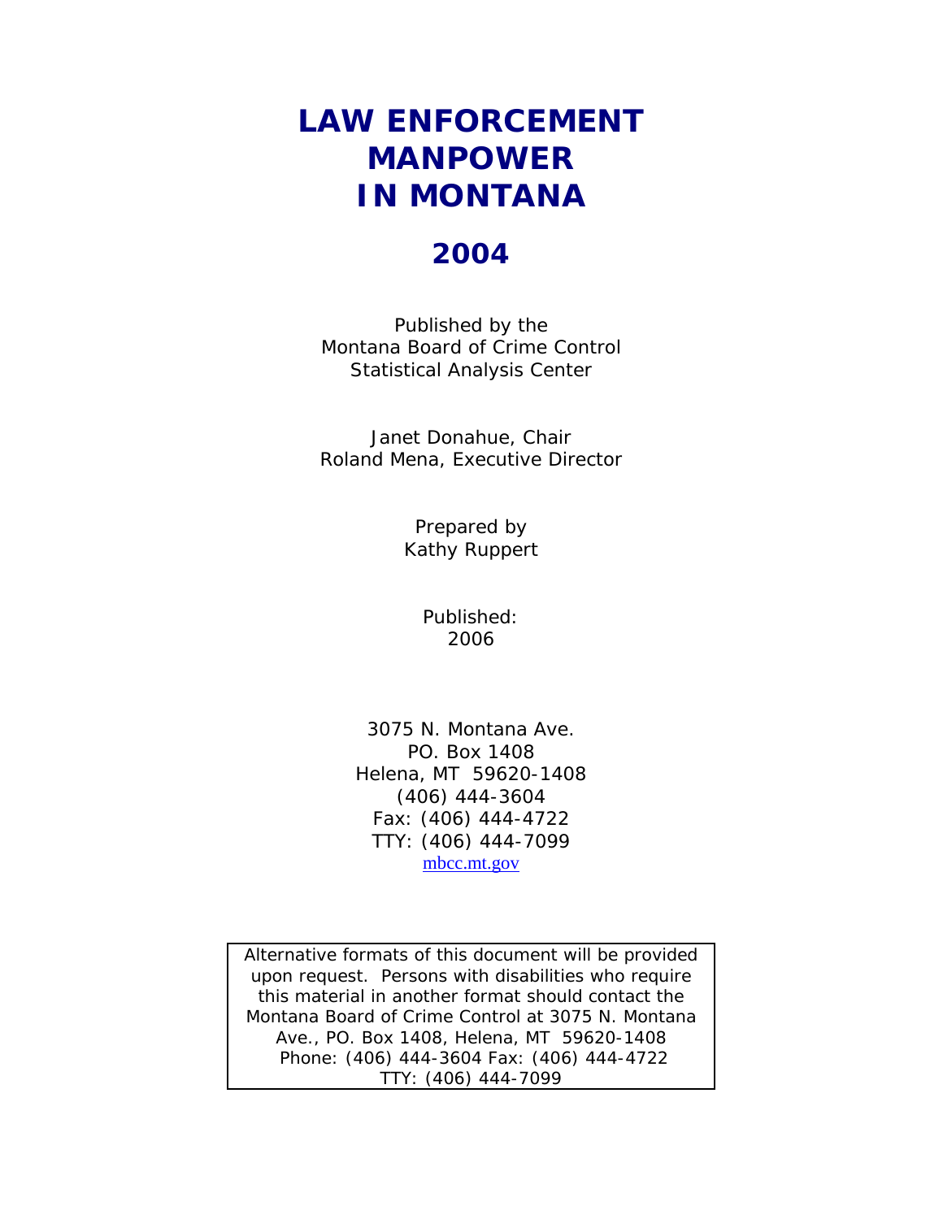# LAW ENFORCEMENT MANPOWER IN MONTANA

# 2004

Published by the
Montana Board of Crime Control
Statistical Analysis Center

Janet Donahue, Chair
Roland Mena, Executive Director

Prepared by
Kathy Ruppert

Published:
2006

3075 N. Montana Ave.
PO. Box 1408
Helena, MT 59620-1408
(406) 444-3604
Fax: (406) 444-4722
TTY: (406) 444-7099
mbcc.mt.gov

Alternative formats of this document will be provided upon request. Persons with disabilities who require this material in another format should contact the Montana Board of Crime Control at 3075 N. Montana Ave., PO. Box 1408, Helena, MT 59620-1408 Phone: (406) 444-3604 Fax: (406) 444-4722 TTY: (406) 444-7099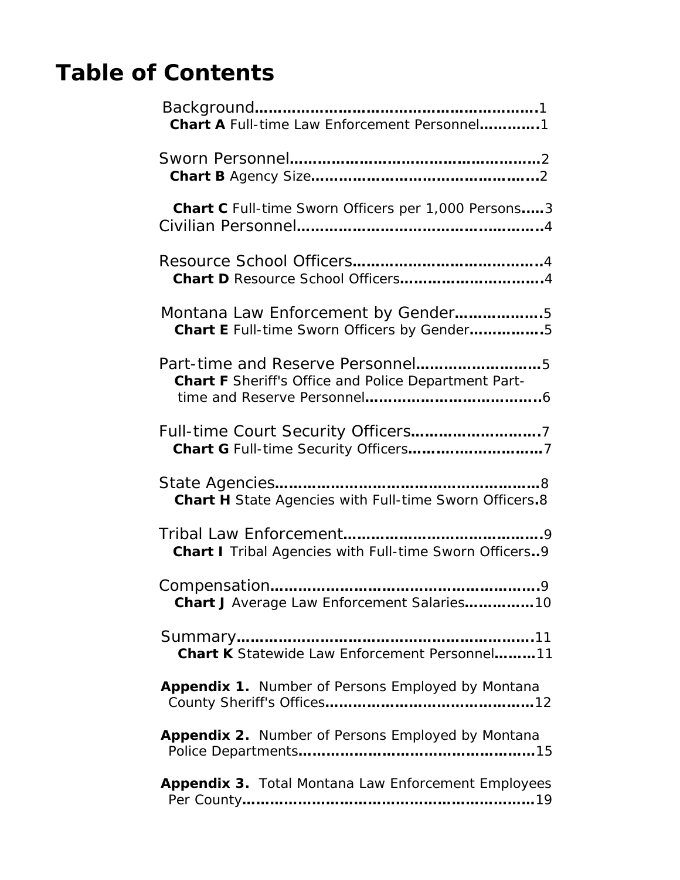# Table of Contents

Background……………………………………………………1
**Chart A** Full-time Law Enforcement Personnel…………1

Sworn Personnel………………………………………………2
**Chart B** Agency Size…………………………………………2

**Chart C** Full-time Sworn Officers per 1,000 Persons…..3
Civilian Personnel……………………………………………4

Resource School Officers…………………………………4
**Chart D** Resource School Officers…………………………4

Montana Law Enforcement by Gender………………5
**Chart E** Full-time Sworn Officers by Gender……………5

Part-time and Reserve Personnel……………………5
**Chart F** Sheriff's Office and Police Department Part-time and Reserve Personnel………………………………6

Full-time Court Security Officers………………………7
**Chart G** Full-time Security Officers…………………………7

State Agencies…………………………………………………8
**Chart H** State Agencies with Full-time Sworn Officers.8

Tribal Law Enforcement……………………………………9
**Chart I** Tribal Agencies with Full-time Sworn Officers..9

Compensation…………………………………………………9
**Chart J** Average Law Enforcement Salaries……………10

Summary………………………………………………………11
**Chart K** Statewide Law Enforcement Personnel………11

**Appendix 1.** Number of Persons Employed by Montana County Sheriff's Offices………………………………………12

**Appendix 2.** Number of Persons Employed by Montana Police Departments……………………………………………15

**Appendix 3.** Total Montana Law Enforcement Employees Per County………………………………………………………19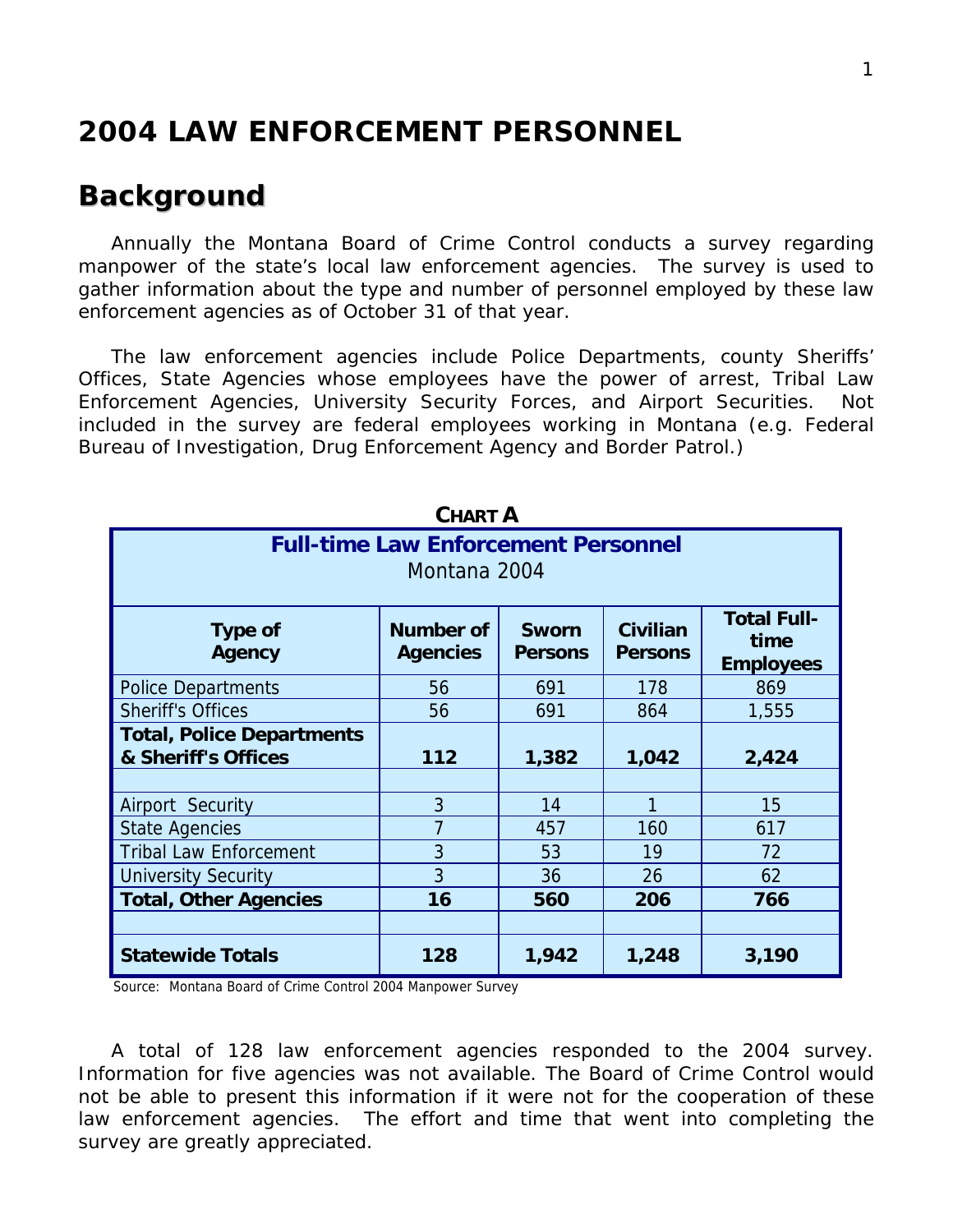# 2004 LAW ENFORCEMENT PERSONNEL

## Background

Annually the Montana Board of Crime Control conducts a survey regarding manpower of the state's local law enforcement agencies. The survey is used to gather information about the type and number of personnel employed by these law enforcement agencies as of October 31 of that year.

The law enforcement agencies include Police Departments, county Sheriffs' Offices, State Agencies whose employees have the power of arrest, Tribal Law Enforcement Agencies, University Security Forces, and Airport Securities. Not included in the survey are federal employees working in Montana (e.g. Federal Bureau of Investigation, Drug Enforcement Agency and Border Patrol.)

**CHART A**

**Full-time Law Enforcement Personnel**
Montana 2004

| Type of Agency | Number of Agencies | Sworn Persons | Civilian Persons | Total Full-time Employees |
|---|---|---|---|---|
| Police Departments | 56 | 691 | 178 | 869 |
| Sheriff's Offices | 56 | 691 | 864 | 1,555 |
| **Total, Police Departments & Sheriff's Offices** | **112** | **1,382** | **1,042** | **2,424** |
| | | | | |
| Airport Security | 3 | 14 | 1 | 15 |
| State Agencies | 7 | 457 | 160 | 617 |
| Tribal Law Enforcement | 3 | 53 | 19 | 72 |
| University Security | 3 | 36 | 26 | 62 |
| **Total, Other Agencies** | **16** | **560** | **206** | **766** |
| | | | | |
| **Statewide Totals** | **128** | **1,942** | **1,248** | **3,190** |

Source: Montana Board of Crime Control 2004 Manpower Survey

A total of 128 law enforcement agencies responded to the 2004 survey. Information for five agencies was not available. The Board of Crime Control would not be able to present this information if it were not for the cooperation of these law enforcement agencies. The effort and time that went into completing the survey are greatly appreciated.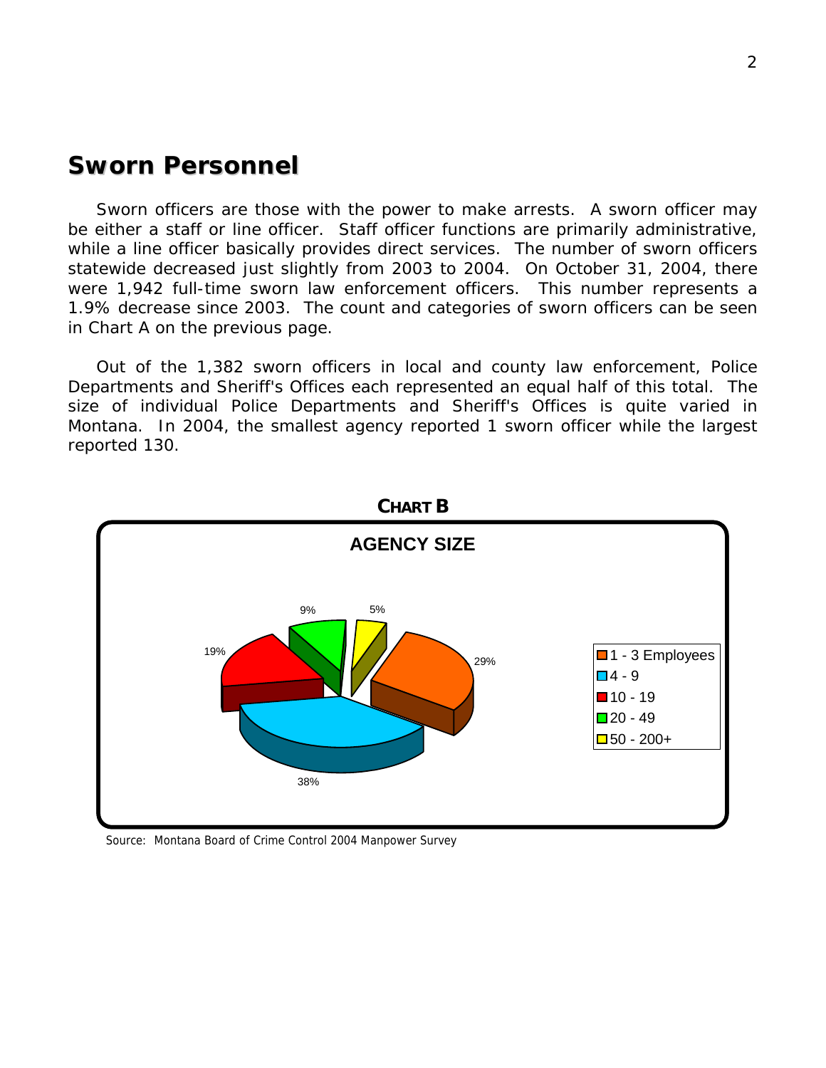# Sworn Personnel

Sworn officers are those with the power to make arrests. A sworn officer may be either a staff or line officer. Staff officer functions are primarily administrative, while a line officer basically provides direct services. The number of sworn officers statewide decreased just slightly from 2003 to 2004. On October 31, 2004, there were 1,942 full-time sworn law enforcement officers. This number represents a 1.9% decrease since 2003. The count and categories of sworn officers can be seen in Chart A on the previous page.

Out of the 1,382 sworn officers in local and county law enforcement, Police Departments and Sheriff's Offices each represented an equal half of this total. The size of individual Police Departments and Sheriff's Offices is quite varied in Montana. In 2004, the smallest agency reported 1 sworn officer while the largest reported 130.

**CHART B**

**AGENCY SIZE**

| Agency Size | Percent |
|---|---|
| 1 - 3 Employees | 29% |
| 4 - 9 | 38% |
| 10 - 19 | 19% |
| 20 - 49 | 9% |
| 50 - 200+ | 5% |

Source: Montana Board of Crime Control 2004 Manpower Survey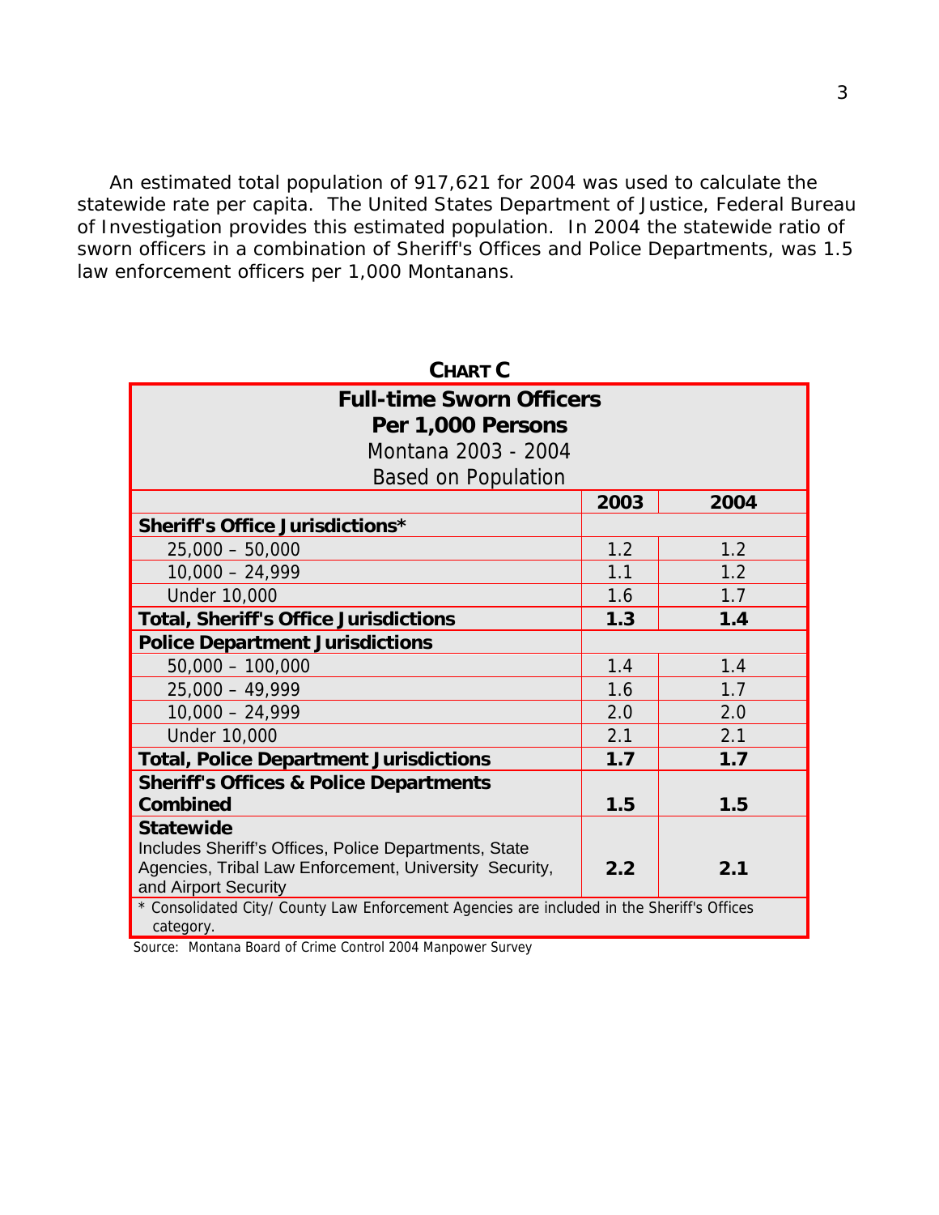An estimated total population of 917,621 for 2004 was used to calculate the statewide rate per capita. The United States Department of Justice, Federal Bureau of Investigation provides this estimated population. In 2004 the statewide ratio of sworn officers in a combination of Sheriff's Offices and Police Departments, was 1.5 law enforcement officers per 1,000 Montanans.

**CHART C**

**Full-time Sworn Officers Per 1,000 Persons**
Montana 2003 - 2004
Based on Population

| | 2003 | 2004 |
|---|---|---|
| **Sheriff's Office Jurisdictions*** | | |
| 25,000 – 50,000 | 1.2 | 1.2 |
| 10,000 – 24,999 | 1.1 | 1.2 |
| Under 10,000 | 1.6 | 1.7 |
| **Total, Sheriff's Office Jurisdictions** | **1.3** | **1.4** |
| **Police Department Jurisdictions** | | |
| 50,000 – 100,000 | 1.4 | 1.4 |
| 25,000 – 49,999 | 1.6 | 1.7 |
| 10,000 – 24,999 | 2.0 | 2.0 |
| Under 10,000 | 2.1 | 2.1 |
| **Total, Police Department Jurisdictions** | **1.7** | **1.7** |
| **Sheriff's Offices & Police Departments Combined** | **1.5** | **1.5** |
| **Statewide** Includes Sheriff's Offices, Police Departments, State Agencies, Tribal Law Enforcement, University Security, and Airport Security | **2.2** | **2.1** |

\* Consolidated City/ County Law Enforcement Agencies are included in the Sheriff's Offices category.

Source: Montana Board of Crime Control 2004 Manpower Survey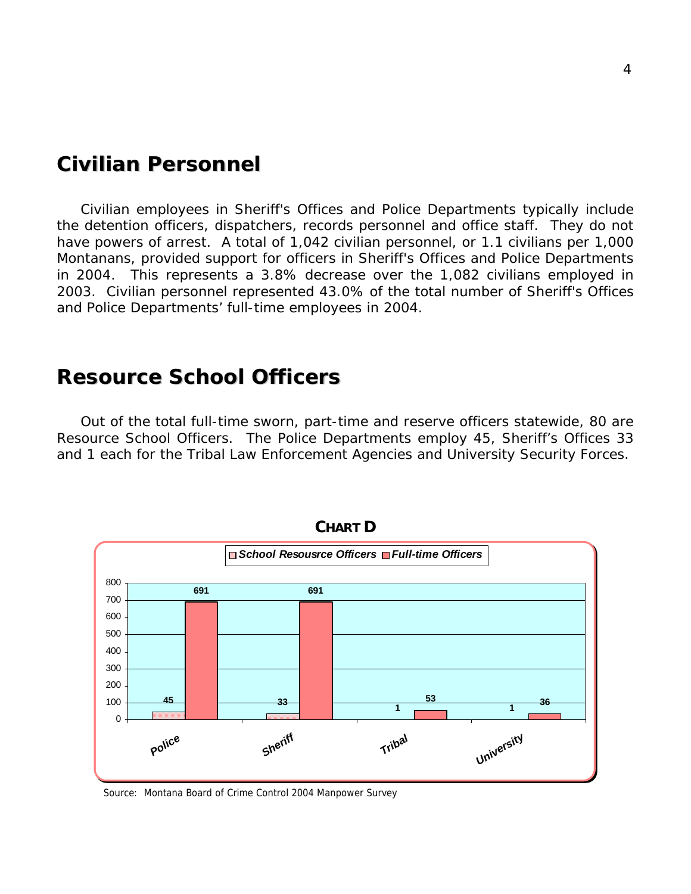## Civilian Personnel

Civilian employees in Sheriff's Offices and Police Departments typically include the detention officers, dispatchers, records personnel and office staff. They do not have powers of arrest. A total of 1,042 civilian personnel, or 1.1 civilians per 1,000 Montanans, provided support for officers in Sheriff's Offices and Police Departments in 2004. This represents a 3.8% decrease over the 1,082 civilians employed in 2003. Civilian personnel represented 43.0% of the total number of Sheriff's Offices and Police Departments' full-time employees in 2004.

## Resource School Officers

Out of the total full-time sworn, part-time and reserve officers statewide, 80 are Resource School Officers. The Police Departments employ 45, Sheriff's Offices 33 and 1 each for the Tribal Law Enforcement Agencies and University Security Forces.

**CHART D**

| | School Resousrce Officers | Full-time Officers |
|---|---|---|
| Police | 45 | 691 |
| Sheriff | 33 | 691 |
| Tribal | 1 | 53 |
| University | 1 | 36 |

Source: Montana Board of Crime Control 2004 Manpower Survey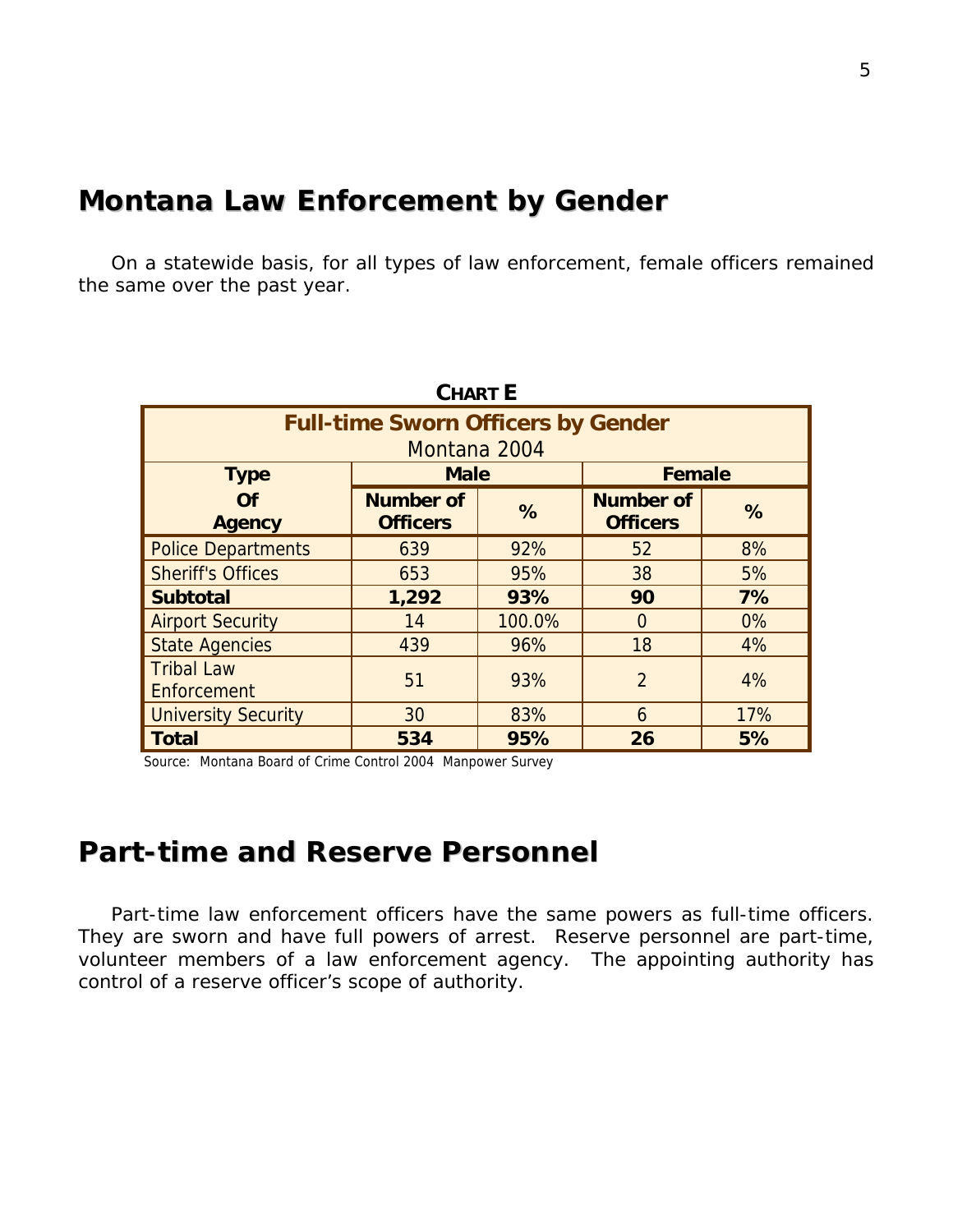# Montana Law Enforcement by Gender

On a statewide basis, for all types of law enforcement, female officers remained the same over the past year.

**CHART E**

**Full-time Sworn Officers by Gender**
Montana 2004

| Type Of Agency | Male | | Female | |
|---|---|---|---|---|
| | Number of Officers | % | Number of Officers | % |
| Police Departments | 639 | 92% | 52 | 8% |
| Sheriff's Offices | 653 | 95% | 38 | 5% |
| **Subtotal** | **1,292** | **93%** | **90** | **7%** |
| Airport Security | 14 | 100.0% | 0 | 0% |
| State Agencies | 439 | 96% | 18 | 4% |
| Tribal Law Enforcement | 51 | 93% | 2 | 4% |
| University Security | 30 | 83% | 6 | 17% |
| **Total** | **534** | **95%** | **26** | **5%** |

Source: Montana Board of Crime Control 2004 Manpower Survey

# Part-time and Reserve Personnel

Part-time law enforcement officers have the same powers as full-time officers. They are sworn and have full powers of arrest. Reserve personnel are part-time, volunteer members of a law enforcement agency. The appointing authority has control of a reserve officer's scope of authority.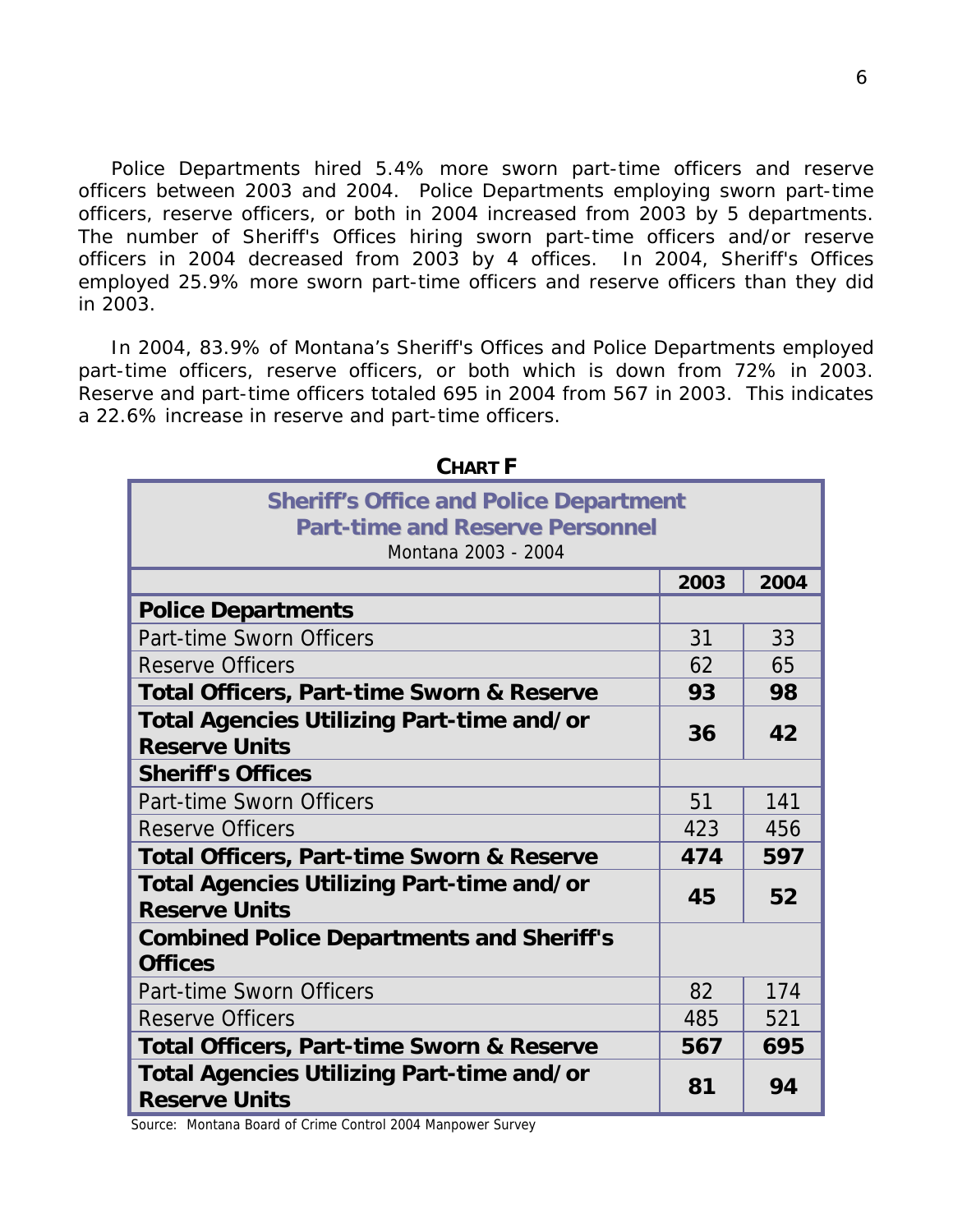Police Departments hired 5.4% more sworn part-time officers and reserve officers between 2003 and 2004. Police Departments employing sworn part-time officers, reserve officers, or both in 2004 increased from 2003 by 5 departments. The number of Sheriff's Offices hiring sworn part-time officers and/or reserve officers in 2004 decreased from 2003 by 4 offices. In 2004, Sheriff's Offices employed 25.9% more sworn part-time officers and reserve officers than they did in 2003.

In 2004, 83.9% of Montana's Sheriff's Offices and Police Departments employed part-time officers, reserve officers, or both which is down from 72% in 2003. Reserve and part-time officers totaled 695 in 2004 from 567 in 2003. This indicates a 22.6% increase in reserve and part-time officers.

**CHART F**

**Sheriff's Office and Police Department Part-time and Reserve Personnel**
Montana 2003 - 2004

| | 2003 | 2004 |
|---|---|---|
| **Police Departments** | | |
| Part-time Sworn Officers | 31 | 33 |
| Reserve Officers | 62 | 65 |
| **Total Officers, Part-time Sworn & Reserve** | **93** | **98** |
| **Total Agencies Utilizing Part-time and/or Reserve Units** | **36** | **42** |
| **Sheriff's Offices** | | |
| Part-time Sworn Officers | 51 | 141 |
| Reserve Officers | 423 | 456 |
| **Total Officers, Part-time Sworn & Reserve** | **474** | **597** |
| **Total Agencies Utilizing Part-time and/or Reserve Units** | **45** | **52** |
| **Combined Police Departments and Sheriff's Offices** | | |
| Part-time Sworn Officers | 82 | 174 |
| Reserve Officers | 485 | 521 |
| **Total Officers, Part-time Sworn & Reserve** | **567** | **695** |
| **Total Agencies Utilizing Part-time and/or Reserve Units** | **81** | **94** |

Source: Montana Board of Crime Control 2004 Manpower Survey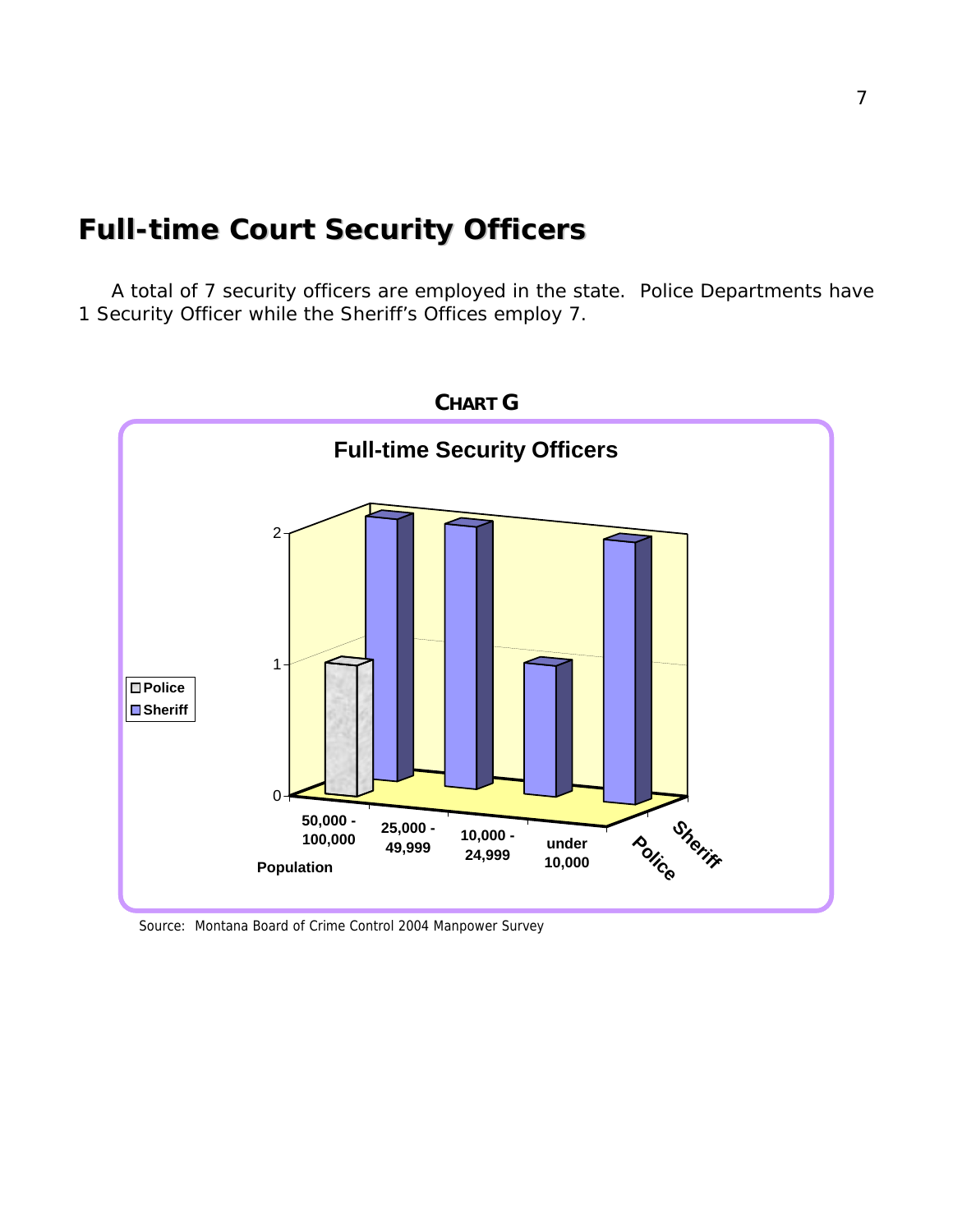# Full-time Court Security Officers

A total of 7 security officers are employed in the state. Police Departments have 1 Security Officer while the Sheriff's Offices employ 7.

**CHART G**

**Full-time Security Officers**

Source: Montana Board of Crime Control 2004 Manpower Survey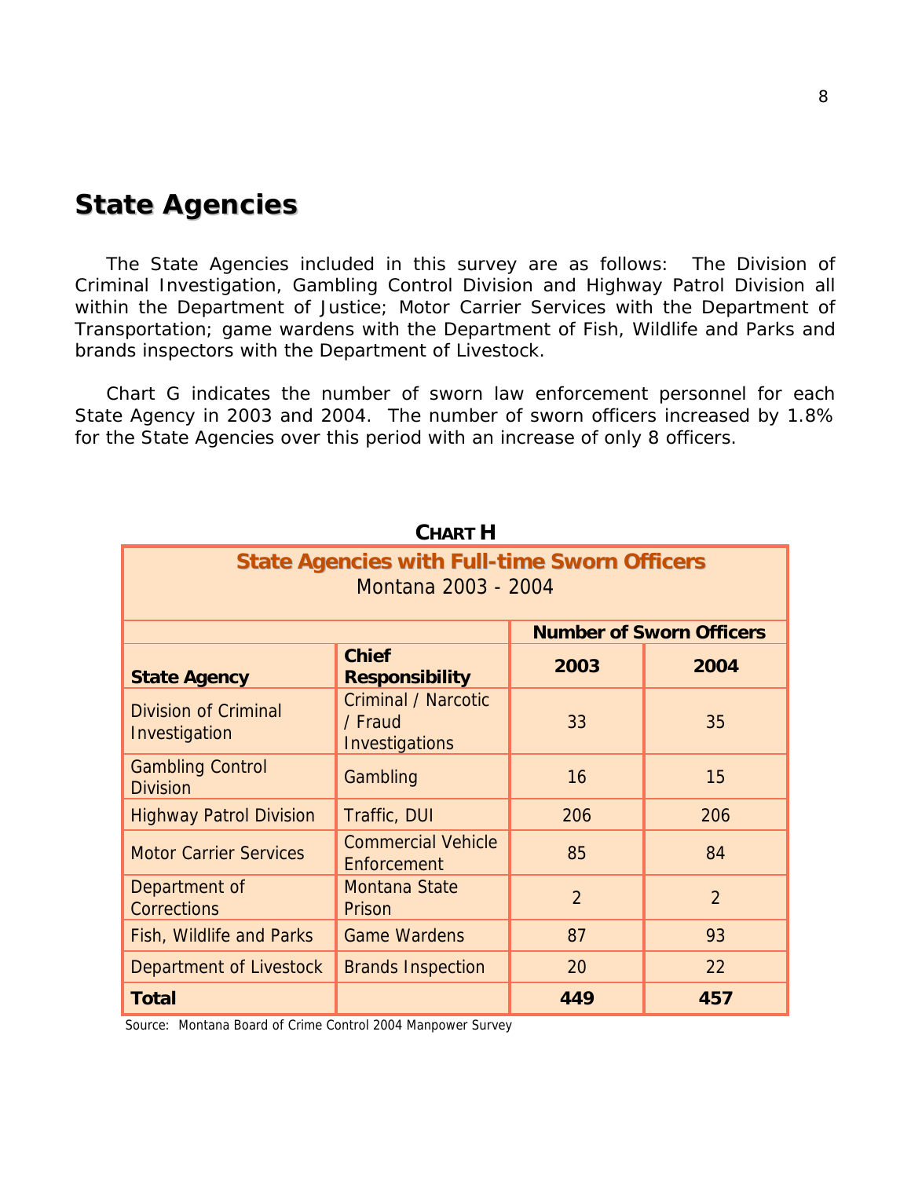## State Agencies

The State Agencies included in this survey are as follows: The Division of Criminal Investigation, Gambling Control Division and Highway Patrol Division all within the Department of Justice; Motor Carrier Services with the Department of Transportation; game wardens with the Department of Fish, Wildlife and Parks and brands inspectors with the Department of Livestock.

Chart G indicates the number of sworn law enforcement personnel for each State Agency in 2003 and 2004. The number of sworn officers increased by 1.8% for the State Agencies over this period with an increase of only 8 officers.

**CHART H**

**State Agencies with Full-time Sworn Officers**
Montana 2003 - 2004

| | | Number of Sworn Officers | |
|---|---|---|---|
| **State Agency** | **Chief Responsibility** | **2003** | **2004** |
| Division of Criminal Investigation | Criminal / Narcotic / Fraud Investigations | 33 | 35 |
| Gambling Control Division | Gambling | 16 | 15 |
| Highway Patrol Division | Traffic, DUI | 206 | 206 |
| Motor Carrier Services | Commercial Vehicle Enforcement | 85 | 84 |
| Department of Corrections | Montana State Prison | 2 | 2 |
| Fish, Wildlife and Parks | Game Wardens | 87 | 93 |
| Department of Livestock | Brands Inspection | 20 | 22 |
| **Total** | | **449** | **457** |

Source: Montana Board of Crime Control 2004 Manpower Survey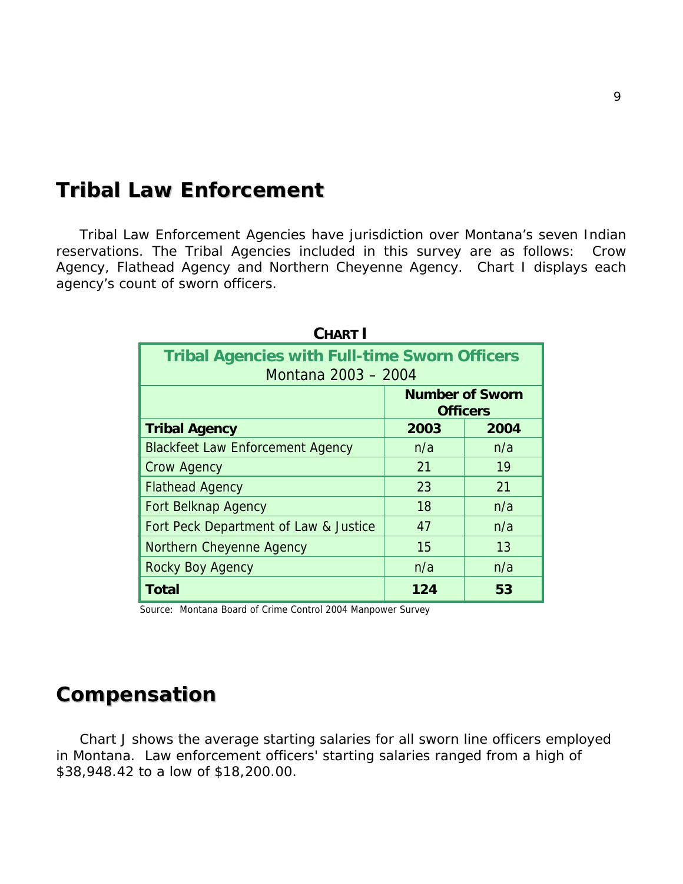## Tribal Law Enforcement

Tribal Law Enforcement Agencies have jurisdiction over Montana's seven Indian reservations. The Tribal Agencies included in this survey are as follows: Crow Agency, Flathead Agency and Northern Cheyenne Agency. Chart I displays each agency's count of sworn officers.

**CHART I**

| **Tribal Agencies with Full-time Sworn Officers** Montana 2003 – 2004 | | |
|---|---|---|
| | **Number of Sworn Officers** | |
| **Tribal Agency** | **2003** | **2004** |
| Blackfeet Law Enforcement Agency | n/a | n/a |
| Crow Agency | 21 | 19 |
| Flathead Agency | 23 | 21 |
| Fort Belknap Agency | 18 | n/a |
| Fort Peck Department of Law & Justice | 47 | n/a |
| Northern Cheyenne Agency | 15 | 13 |
| Rocky Boy Agency | n/a | n/a |
| **Total** | **124** | **53** |

Source: Montana Board of Crime Control 2004 Manpower Survey

## Compensation

Chart J shows the average starting salaries for all sworn line officers employed in Montana. Law enforcement officers' starting salaries ranged from a high of $38,948.42 to a low of $18,200.00.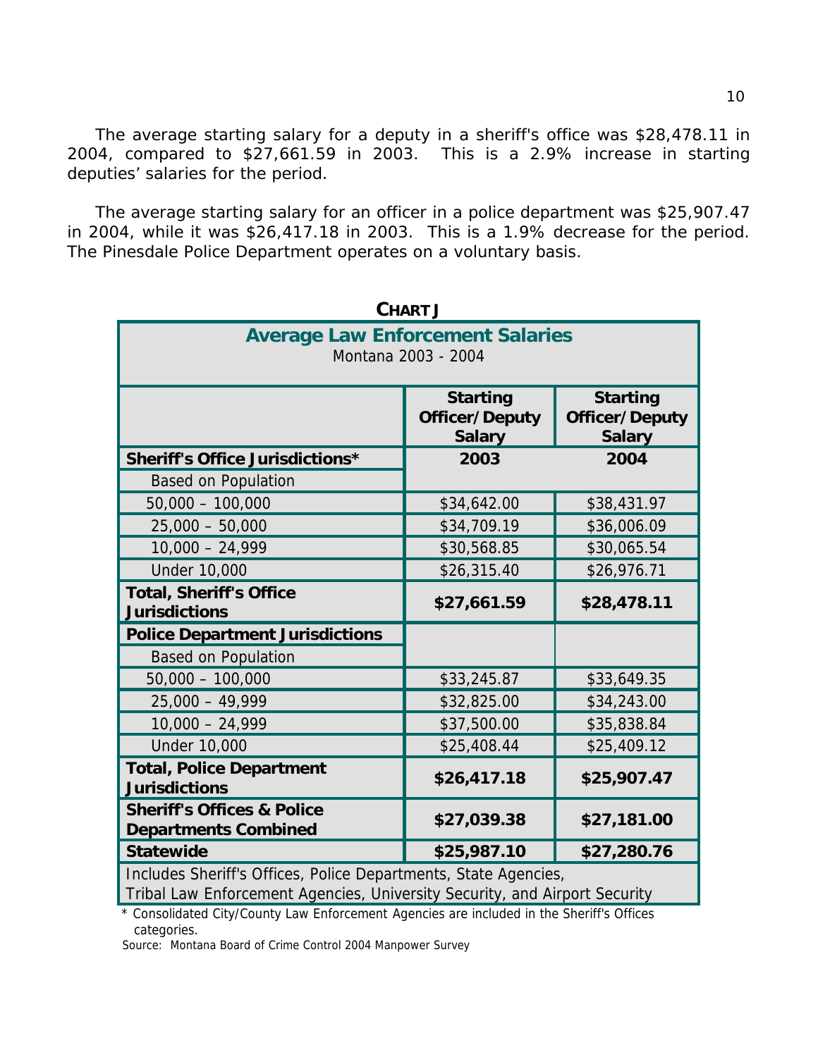The average starting salary for a deputy in a sheriff's office was $28,478.11 in 2004, compared to $27,661.59 in 2003. This is a 2.9% increase in starting deputies' salaries for the period.

The average starting salary for an officer in a police department was $25,907.47 in 2004, while it was $26,417.18 in 2003. This is a 1.9% decrease for the period. The Pinesdale Police Department operates on a voluntary basis.

**CHART J**

**Average Law Enforcement Salaries**
Montana 2003 - 2004

| | **Starting Officer/Deputy Salary** | **Starting Officer/Deputy Salary** |
|---|---|---|
| **Sheriff's Office Jurisdictions*** | **2003** | **2004** |
| Based on Population | | |
| 50,000 – 100,000 | $34,642.00 | $38,431.97 |
| 25,000 – 50,000 | $34,709.19 | $36,006.09 |
| 10,000 – 24,999 | $30,568.85 | $30,065.54 |
| Under 10,000 | $26,315.40 | $26,976.71 |
| **Total, Sheriff's Office Jurisdictions** | **$27,661.59** | **$28,478.11** |
| **Police Department Jurisdictions** | | |
| Based on Population | | |
| 50,000 – 100,000 | $33,245.87 | $33,649.35 |
| 25,000 – 49,999 | $32,825.00 | $34,243.00 |
| 10,000 – 24,999 | $37,500.00 | $35,838.84 |
| Under 10,000 | $25,408.44 | $25,409.12 |
| **Total, Police Department Jurisdictions** | **$26,417.18** | **$25,907.47** |
| **Sheriff's Offices & Police Departments Combined** | **$27,039.38** | **$27,181.00** |
| **Statewide** | **$25,987.10** | **$27,280.76** |
| Includes Sheriff's Offices, Police Departments, State Agencies, Tribal Law Enforcement Agencies, University Security, and Airport Security | | |

\* Consolidated City/County Law Enforcement Agencies are included in the Sheriff's Offices categories.

Source: Montana Board of Crime Control 2004 Manpower Survey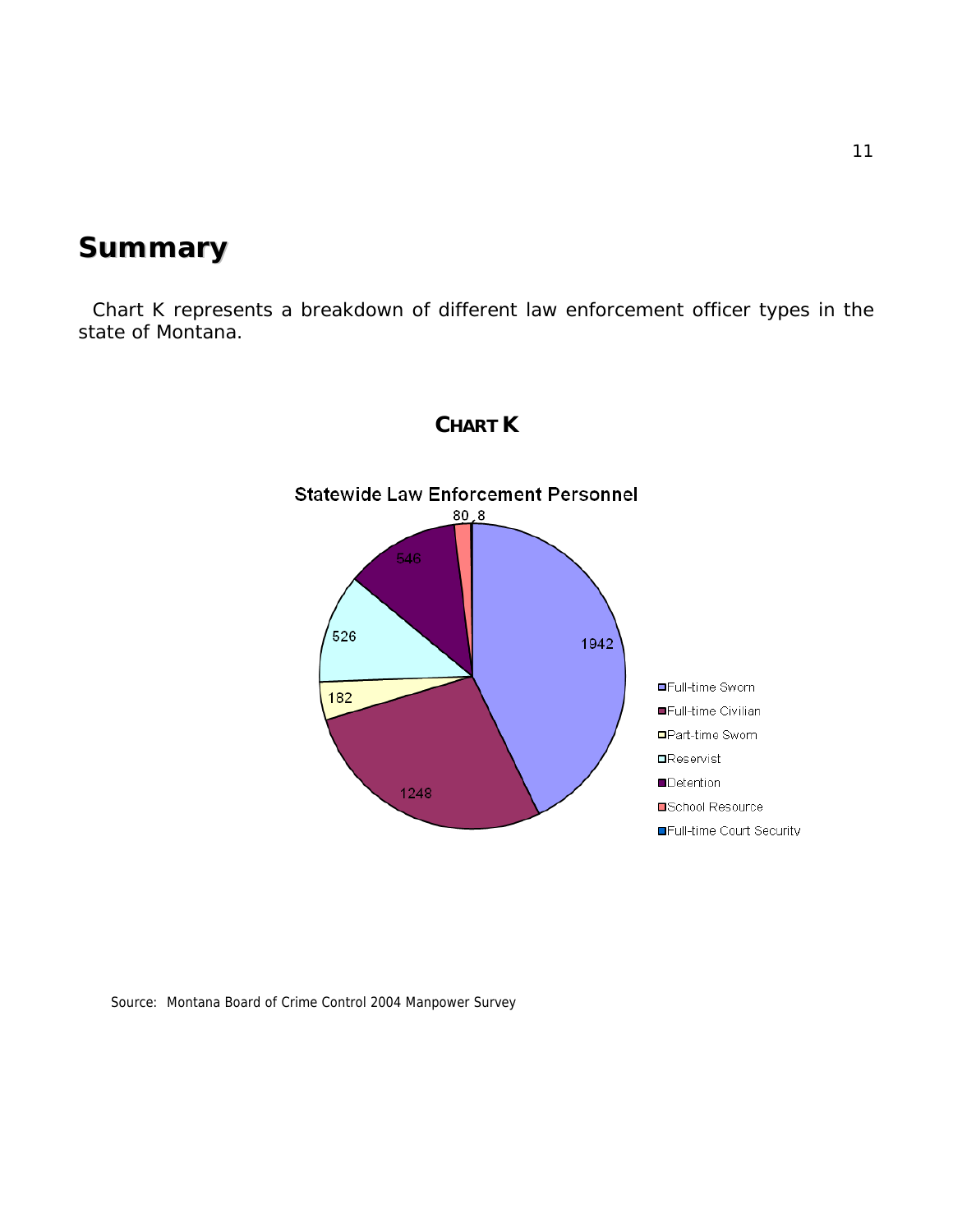## Summary

Chart K represents a breakdown of different law enforcement officer types in the state of Montana.

**CHART K**

Statewide Law Enforcement Personnel

| Category | Count |
|---|---|
| Full-time Sworn | 1942 |
| Full-time Civilian | 1248 |
| Part-time Sworn | 182 |
| Reservist | 526 |
| Detention | 546 |
| School Resource | 80 |
| Full-time Court Security | 8 |

Source: Montana Board of Crime Control 2004 Manpower Survey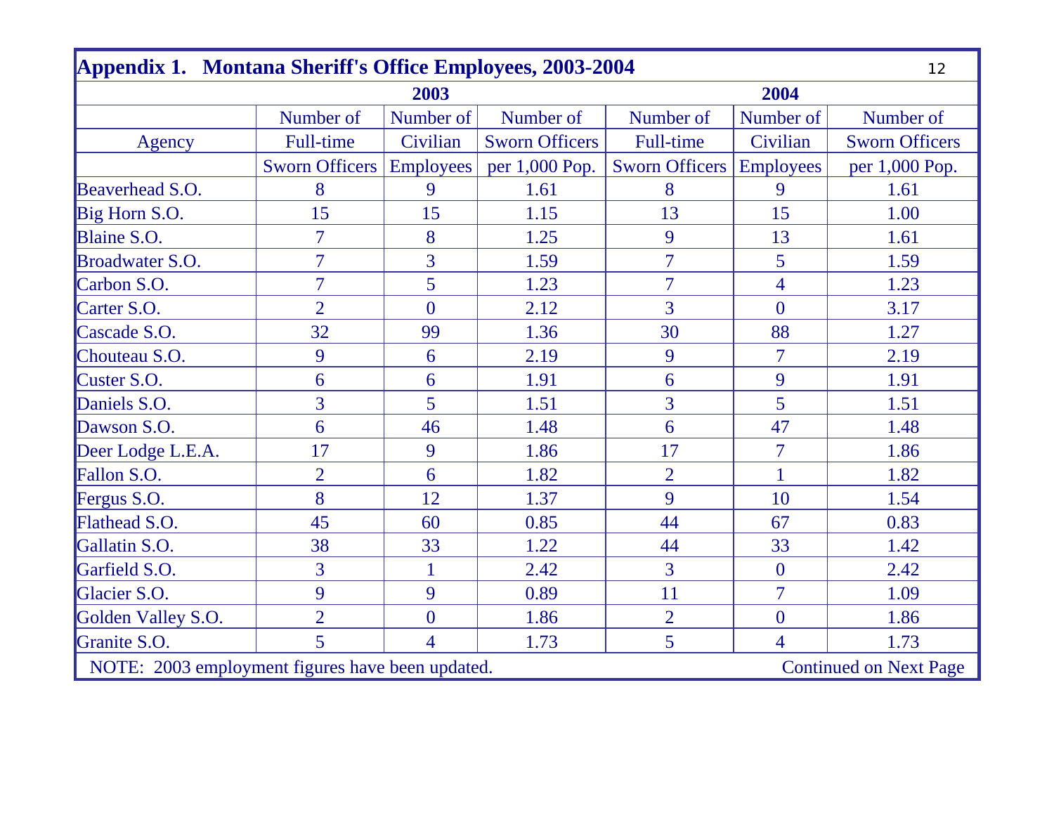## Appendix 1. Montana Sheriff's Office Employees, 2003-2004

| | 2003 | | | 2004 | | |
|---|---|---|---|---|---|---|
| Agency | Number of Full-time Sworn Officers | Number of Civilian Employees | Number of Sworn Officers per 1,000 Pop. | Number of Full-time Sworn Officers | Number of Civilian Employees | Number of Sworn Officers per 1,000 Pop. |
| Beaverhead S.O. | 8 | 9 | 1.61 | 8 | 9 | 1.61 |
| Big Horn S.O. | 15 | 15 | 1.15 | 13 | 15 | 1.00 |
| Blaine S.O. | 7 | 8 | 1.25 | 9 | 13 | 1.61 |
| Broadwater S.O. | 7 | 3 | 1.59 | 7 | 5 | 1.59 |
| Carbon S.O. | 7 | 5 | 1.23 | 7 | 4 | 1.23 |
| Carter S.O. | 2 | 0 | 2.12 | 3 | 0 | 3.17 |
| Cascade S.O. | 32 | 99 | 1.36 | 30 | 88 | 1.27 |
| Chouteau S.O. | 9 | 6 | 2.19 | 9 | 7 | 2.19 |
| Custer S.O. | 6 | 6 | 1.91 | 6 | 9 | 1.91 |
| Daniels S.O. | 3 | 5 | 1.51 | 3 | 5 | 1.51 |
| Dawson S.O. | 6 | 46 | 1.48 | 6 | 47 | 1.48 |
| Deer Lodge L.E.A. | 17 | 9 | 1.86 | 17 | 7 | 1.86 |
| Fallon S.O. | 2 | 6 | 1.82 | 2 | 1 | 1.82 |
| Fergus S.O. | 8 | 12 | 1.37 | 9 | 10 | 1.54 |
| Flathead S.O. | 45 | 60 | 0.85 | 44 | 67 | 0.83 |
| Gallatin S.O. | 38 | 33 | 1.22 | 44 | 33 | 1.42 |
| Garfield S.O. | 3 | 1 | 2.42 | 3 | 0 | 2.42 |
| Glacier S.O. | 9 | 9 | 0.89 | 11 | 7 | 1.09 |
| Golden Valley S.O. | 2 | 0 | 1.86 | 2 | 0 | 1.86 |
| Granite S.O. | 5 | 4 | 1.73 | 5 | 4 | 1.73 |

NOTE: 2003 employment figures have been updated.

Continued on Next Page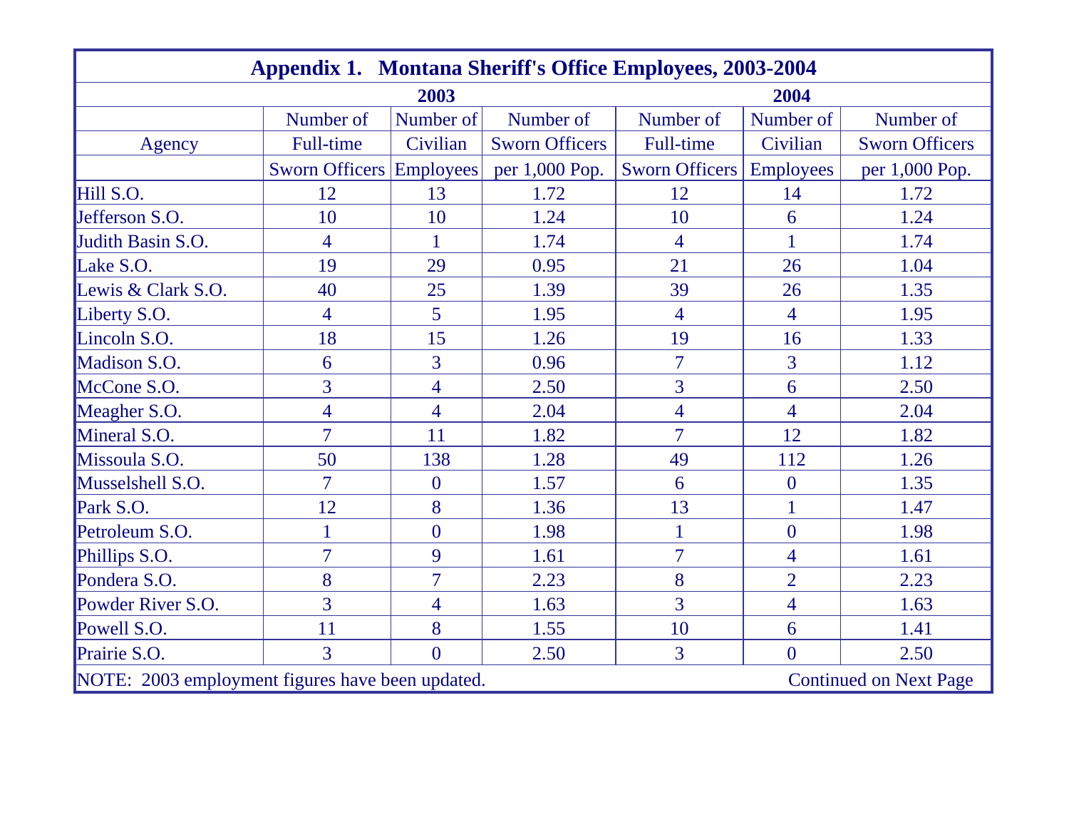## Appendix 1. Montana Sheriff's Office Employees, 2003-2004

| Agency | 2003 Number of Full-time Sworn Officers | 2003 Number of Civilian Employees | 2003 Number of Sworn Officers per 1,000 Pop. | 2004 Number of Full-time Sworn Officers | 2004 Number of Civilian Employees | 2004 Number of Sworn Officers per 1,000 Pop. |
|---|---|---|---|---|---|---|
| Hill S.O. | 12 | 13 | 1.72 | 12 | 14 | 1.72 |
| Jefferson S.O. | 10 | 10 | 1.24 | 10 | 6 | 1.24 |
| Judith Basin S.O. | 4 | 1 | 1.74 | 4 | 1 | 1.74 |
| Lake S.O. | 19 | 29 | 0.95 | 21 | 26 | 1.04 |
| Lewis & Clark S.O. | 40 | 25 | 1.39 | 39 | 26 | 1.35 |
| Liberty S.O. | 4 | 5 | 1.95 | 4 | 4 | 1.95 |
| Lincoln S.O. | 18 | 15 | 1.26 | 19 | 16 | 1.33 |
| Madison S.O. | 6 | 3 | 0.96 | 7 | 3 | 1.12 |
| McCone S.O. | 3 | 4 | 2.50 | 3 | 6 | 2.50 |
| Meagher S.O. | 4 | 4 | 2.04 | 4 | 4 | 2.04 |
| Mineral S.O. | 7 | 11 | 1.82 | 7 | 12 | 1.82 |
| Missoula S.O. | 50 | 138 | 1.28 | 49 | 112 | 1.26 |
| Musselshell S.O. | 7 | 0 | 1.57 | 6 | 0 | 1.35 |
| Park S.O. | 12 | 8 | 1.36 | 13 | 1 | 1.47 |
| Petroleum S.O. | 1 | 0 | 1.98 | 1 | 0 | 1.98 |
| Phillips S.O. | 7 | 9 | 1.61 | 7 | 4 | 1.61 |
| Pondera S.O. | 8 | 7 | 2.23 | 8 | 2 | 2.23 |
| Powder River S.O. | 3 | 4 | 1.63 | 3 | 4 | 1.63 |
| Powell S.O. | 11 | 8 | 1.55 | 10 | 6 | 1.41 |
| Prairie S.O. | 3 | 0 | 2.50 | 3 | 0 | 2.50 |

NOTE: 2003 employment figures have been updated.

Continued on Next Page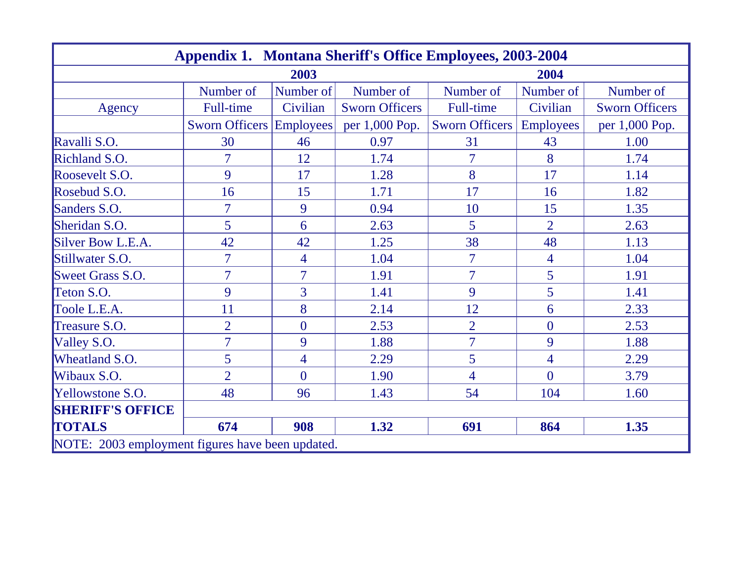| Appendix 1. Montana Sheriff's Office Employees, 2003-2004 | | | | | | |
|---|---|---|---|---|---|---|
| | 2003 | | | 2004 | | |
| Agency | Number of Full-time Sworn Officers | Number of Civilian Employees | Number of Sworn Officers per 1,000 Pop. | Number of Full-time Sworn Officers | Number of Civilian Employees | Number of Sworn Officers per 1,000 Pop. |
| Ravalli S.O. | 30 | 46 | 0.97 | 31 | 43 | 1.00 |
| Richland S.O. | 7 | 12 | 1.74 | 7 | 8 | 1.74 |
| Roosevelt S.O. | 9 | 17 | 1.28 | 8 | 17 | 1.14 |
| Rosebud S.O. | 16 | 15 | 1.71 | 17 | 16 | 1.82 |
| Sanders S.O. | 7 | 9 | 0.94 | 10 | 15 | 1.35 |
| Sheridan S.O. | 5 | 6 | 2.63 | 5 | 2 | 2.63 |
| Silver Bow L.E.A. | 42 | 42 | 1.25 | 38 | 48 | 1.13 |
| Stillwater S.O. | 7 | 4 | 1.04 | 7 | 4 | 1.04 |
| Sweet Grass S.O. | 7 | 7 | 1.91 | 7 | 5 | 1.91 |
| Teton S.O. | 9 | 3 | 1.41 | 9 | 5 | 1.41 |
| Toole L.E.A. | 11 | 8 | 2.14 | 12 | 6 | 2.33 |
| Treasure S.O. | 2 | 0 | 2.53 | 2 | 0 | 2.53 |
| Valley S.O. | 7 | 9 | 1.88 | 7 | 9 | 1.88 |
| Wheatland S.O. | 5 | 4 | 2.29 | 5 | 4 | 2.29 |
| Wibaux S.O. | 2 | 0 | 1.90 | 4 | 0 | 3.79 |
| Yellowstone S.O. | 48 | 96 | 1.43 | 54 | 104 | 1.60 |
| **SHERIFF'S OFFICE TOTALS** | **674** | **908** | **1.32** | **691** | **864** | **1.35** |

NOTE: 2003 employment figures have been updated.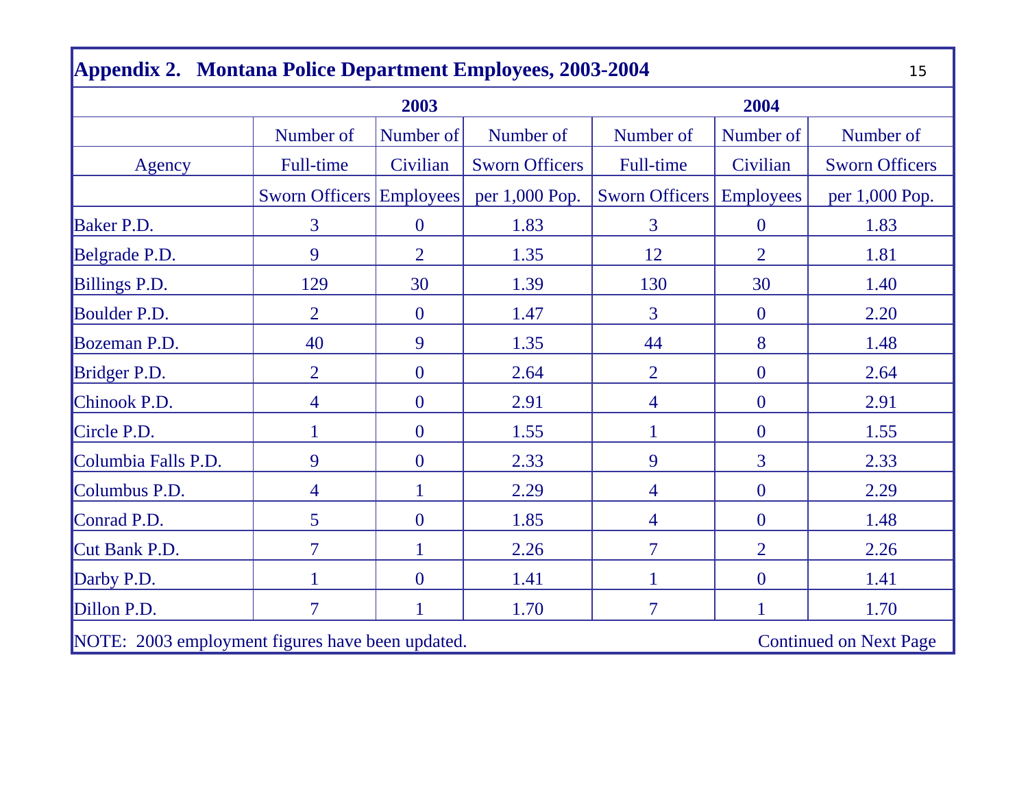## Appendix 2. Montana Police Department Employees, 2003-2004

| Agency | 2003 Number of Full-time Sworn Officers | 2003 Number of Civilian Employees | 2003 Number of Sworn Officers per 1,000 Pop. | 2004 Number of Full-time Sworn Officers | 2004 Number of Civilian Employees | 2004 Number of Sworn Officers per 1,000 Pop. |
|---|---|---|---|---|---|---|
| Baker P.D. | 3 | 0 | 1.83 | 3 | 0 | 1.83 |
| Belgrade P.D. | 9 | 2 | 1.35 | 12 | 2 | 1.81 |
| Billings P.D. | 129 | 30 | 1.39 | 130 | 30 | 1.40 |
| Boulder P.D. | 2 | 0 | 1.47 | 3 | 0 | 2.20 |
| Bozeman P.D. | 40 | 9 | 1.35 | 44 | 8 | 1.48 |
| Bridger P.D. | 2 | 0 | 2.64 | 2 | 0 | 2.64 |
| Chinook P.D. | 4 | 0 | 2.91 | 4 | 0 | 2.91 |
| Circle P.D. | 1 | 0 | 1.55 | 1 | 0 | 1.55 |
| Columbia Falls P.D. | 9 | 0 | 2.33 | 9 | 3 | 2.33 |
| Columbus P.D. | 4 | 1 | 2.29 | 4 | 0 | 2.29 |
| Conrad P.D. | 5 | 0 | 1.85 | 4 | 0 | 1.48 |
| Cut Bank P.D. | 7 | 1 | 2.26 | 7 | 2 | 2.26 |
| Darby P.D. | 1 | 0 | 1.41 | 1 | 0 | 1.41 |
| Dillon P.D. | 7 | 1 | 1.70 | 7 | 1 | 1.70 |

NOTE: 2003 employment figures have been updated.

Continued on Next Page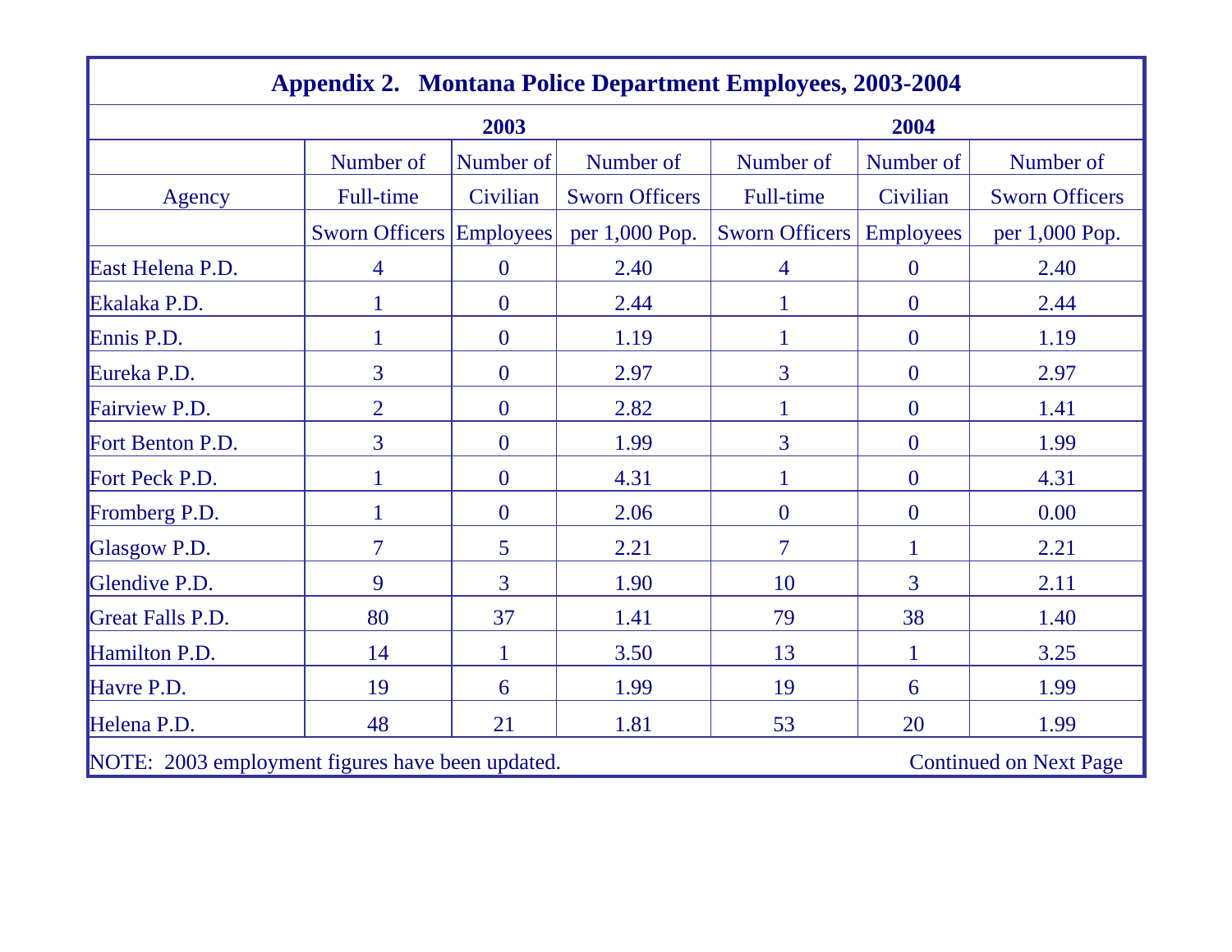## Appendix 2. Montana Police Department Employees, 2003-2004

| Agency | 2003 Number of Full-time Sworn Officers | 2003 Number of Civilian Employees | 2003 Number of Sworn Officers per 1,000 Pop. | 2004 Number of Full-time Sworn Officers | 2004 Number of Civilian Employees | 2004 Number of Sworn Officers per 1,000 Pop. |
|---|---|---|---|---|---|---|
| East Helena P.D. | 4 | 0 | 2.40 | 4 | 0 | 2.40 |
| Ekalaka P.D. | 1 | 0 | 2.44 | 1 | 0 | 2.44 |
| Ennis P.D. | 1 | 0 | 1.19 | 1 | 0 | 1.19 |
| Eureka P.D. | 3 | 0 | 2.97 | 3 | 0 | 2.97 |
| Fairview P.D. | 2 | 0 | 2.82 | 1 | 0 | 1.41 |
| Fort Benton P.D. | 3 | 0 | 1.99 | 3 | 0 | 1.99 |
| Fort Peck P.D. | 1 | 0 | 4.31 | 1 | 0 | 4.31 |
| Fromberg P.D. | 1 | 0 | 2.06 | 0 | 0 | 0.00 |
| Glasgow P.D. | 7 | 5 | 2.21 | 7 | 1 | 2.21 |
| Glendive P.D. | 9 | 3 | 1.90 | 10 | 3 | 2.11 |
| Great Falls P.D. | 80 | 37 | 1.41 | 79 | 38 | 1.40 |
| Hamilton P.D. | 14 | 1 | 3.50 | 13 | 1 | 3.25 |
| Havre P.D. | 19 | 6 | 1.99 | 19 | 6 | 1.99 |
| Helena P.D. | 48 | 21 | 1.81 | 53 | 20 | 1.99 |

NOTE: 2003 employment figures have been updated.

Continued on Next Page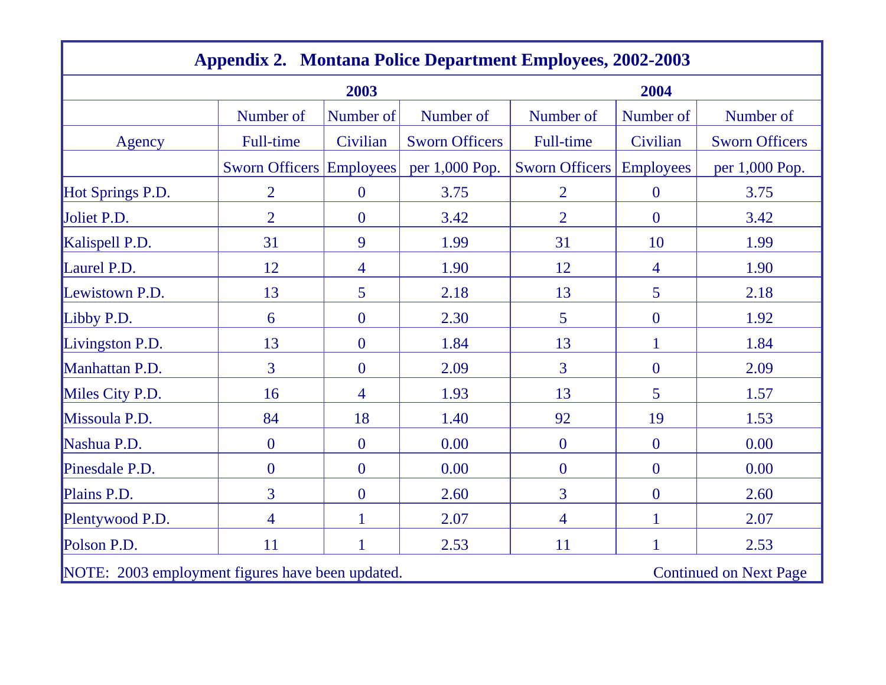**Appendix 2. Montana Police Department Employees, 2002-2003**

| Agency | 2003 | | | 2004 | | |
|---|---|---|---|---|---|---|
| | Number of Full-time Sworn Officers | Number of Civilian Employees | Number of Sworn Officers per 1,000 Pop. | Number of Full-time Sworn Officers | Number of Civilian Employees | Number of Sworn Officers per 1,000 Pop. |
| Hot Springs P.D. | 2 | 0 | 3.75 | 2 | 0 | 3.75 |
| Joliet P.D. | 2 | 0 | 3.42 | 2 | 0 | 3.42 |
| Kalispell P.D. | 31 | 9 | 1.99 | 31 | 10 | 1.99 |
| Laurel P.D. | 12 | 4 | 1.90 | 12 | 4 | 1.90 |
| Lewistown P.D. | 13 | 5 | 2.18 | 13 | 5 | 2.18 |
| Libby P.D. | 6 | 0 | 2.30 | 5 | 0 | 1.92 |
| Livingston P.D. | 13 | 0 | 1.84 | 13 | 1 | 1.84 |
| Manhattan P.D. | 3 | 0 | 2.09 | 3 | 0 | 2.09 |
| Miles City P.D. | 16 | 4 | 1.93 | 13 | 5 | 1.57 |
| Missoula P.D. | 84 | 18 | 1.40 | 92 | 19 | 1.53 |
| Nashua P.D. | 0 | 0 | 0.00 | 0 | 0 | 0.00 |
| Pinesdale P.D. | 0 | 0 | 0.00 | 0 | 0 | 0.00 |
| Plains P.D. | 3 | 0 | 2.60 | 3 | 0 | 2.60 |
| Plentywood P.D. | 4 | 1 | 2.07 | 4 | 1 | 2.07 |
| Polson P.D. | 11 | 1 | 2.53 | 11 | 1 | 2.53 |

NOTE: 2003 employment figures have been updated. Continued on Next Page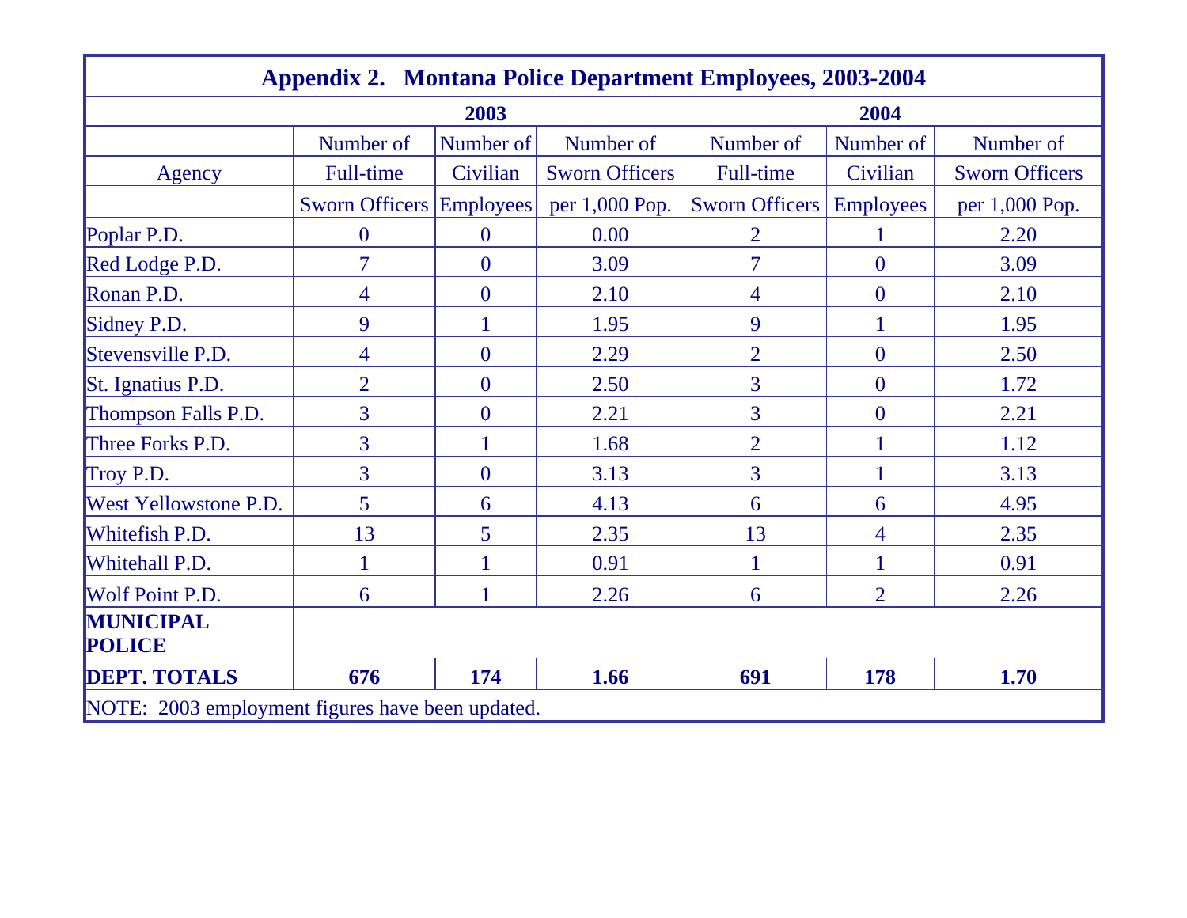## Appendix 2. Montana Police Department Employees, 2003-2004

| | 2003 | | | 2004 | | |
|---|---|---|---|---|---|---|
| Agency | Number of Full-time Sworn Officers | Number of Civilian Employees | Number of Sworn Officers per 1,000 Pop. | Number of Full-time Sworn Officers | Number of Civilian Employees | Number of Sworn Officers per 1,000 Pop. |
| Poplar P.D. | 0 | 0 | 0.00 | 2 | 1 | 2.20 |
| Red Lodge P.D. | 7 | 0 | 3.09 | 7 | 0 | 3.09 |
| Ronan P.D. | 4 | 0 | 2.10 | 4 | 0 | 2.10 |
| Sidney P.D. | 9 | 1 | 1.95 | 9 | 1 | 1.95 |
| Stevensville P.D. | 4 | 0 | 2.29 | 2 | 0 | 2.50 |
| St. Ignatius P.D. | 2 | 0 | 2.50 | 3 | 0 | 1.72 |
| Thompson Falls P.D. | 3 | 0 | 2.21 | 3 | 0 | 2.21 |
| Three Forks P.D. | 3 | 1 | 1.68 | 2 | 1 | 1.12 |
| Troy P.D. | 3 | 0 | 3.13 | 3 | 1 | 3.13 |
| West Yellowstone P.D. | 5 | 6 | 4.13 | 6 | 6 | 4.95 |
| Whitefish P.D. | 13 | 5 | 2.35 | 13 | 4 | 2.35 |
| Whitehall P.D. | 1 | 1 | 0.91 | 1 | 1 | 0.91 |
| Wolf Point P.D. | 6 | 1 | 2.26 | 6 | 2 | 2.26 |
| **MUNICIPAL POLICE DEPT. TOTALS** | **676** | **174** | **1.66** | **691** | **178** | **1.70** |

NOTE: 2003 employment figures have been updated.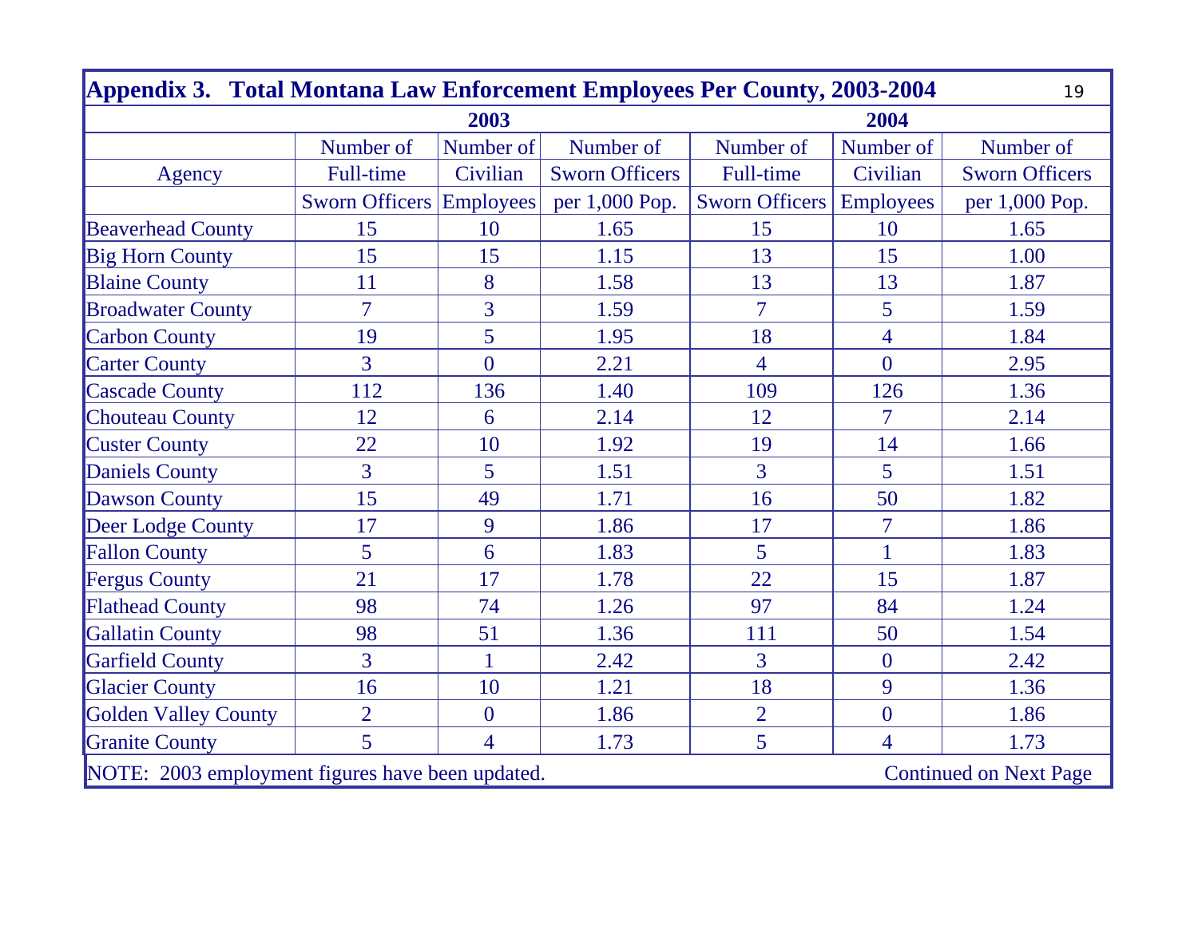## Appendix 3. Total Montana Law Enforcement Employees Per County, 2003-2004

| Agency | 2003 | | | 2004 | | |
|---|---|---|---|---|---|---|
| | Number of Full-time Sworn Officers | Number of Civilian Employees | Number of Sworn Officers per 1,000 Pop. | Number of Full-time Sworn Officers | Number of Civilian Employees | Number of Sworn Officers per 1,000 Pop. |
| Beaverhead County | 15 | 10 | 1.65 | 15 | 10 | 1.65 |
| Big Horn County | 15 | 15 | 1.15 | 13 | 15 | 1.00 |
| Blaine County | 11 | 8 | 1.58 | 13 | 13 | 1.87 |
| Broadwater County | 7 | 3 | 1.59 | 7 | 5 | 1.59 |
| Carbon County | 19 | 5 | 1.95 | 18 | 4 | 1.84 |
| Carter County | 3 | 0 | 2.21 | 4 | 0 | 2.95 |
| Cascade County | 112 | 136 | 1.40 | 109 | 126 | 1.36 |
| Chouteau County | 12 | 6 | 2.14 | 12 | 7 | 2.14 |
| Custer County | 22 | 10 | 1.92 | 19 | 14 | 1.66 |
| Daniels County | 3 | 5 | 1.51 | 3 | 5 | 1.51 |
| Dawson County | 15 | 49 | 1.71 | 16 | 50 | 1.82 |
| Deer Lodge County | 17 | 9 | 1.86 | 17 | 7 | 1.86 |
| Fallon County | 5 | 6 | 1.83 | 5 | 1 | 1.83 |
| Fergus County | 21 | 17 | 1.78 | 22 | 15 | 1.87 |
| Flathead County | 98 | 74 | 1.26 | 97 | 84 | 1.24 |
| Gallatin County | 98 | 51 | 1.36 | 111 | 50 | 1.54 |
| Garfield County | 3 | 1 | 2.42 | 3 | 0 | 2.42 |
| Glacier County | 16 | 10 | 1.21 | 18 | 9 | 1.36 |
| Golden Valley County | 2 | 0 | 1.86 | 2 | 0 | 1.86 |
| Granite County | 5 | 4 | 1.73 | 5 | 4 | 1.73 |

NOTE: 2003 employment figures have been updated.

Continued on Next Page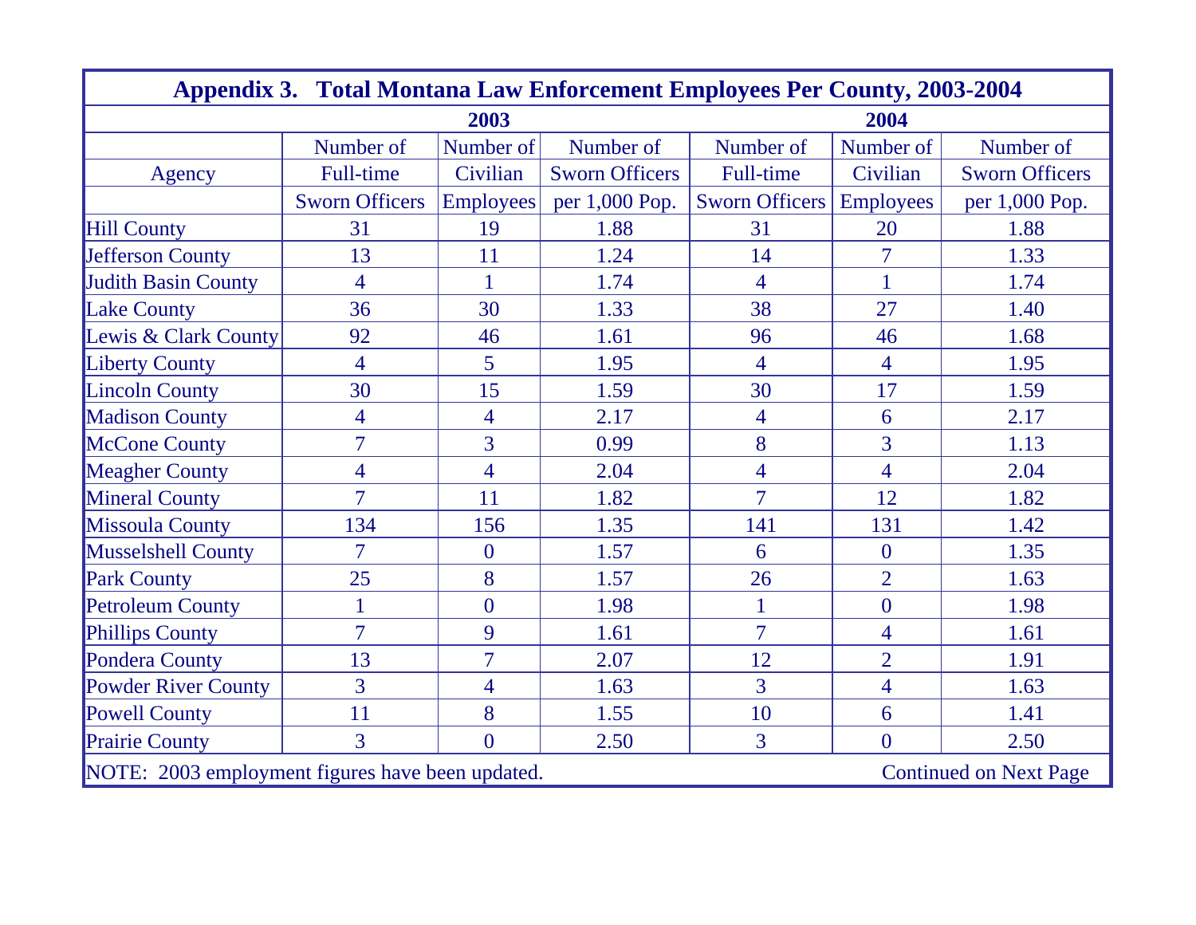## Appendix 3. Total Montana Law Enforcement Employees Per County, 2003-2004

| Agency | 2003 Number of Full-time Sworn Officers | 2003 Number of Civilian Employees | 2003 Number of Sworn Officers per 1,000 Pop. | 2004 Number of Full-time Sworn Officers | 2004 Number of Civilian Employees | 2004 Number of Sworn Officers per 1,000 Pop. |
|---|---|---|---|---|---|---|
| Hill County | 31 | 19 | 1.88 | 31 | 20 | 1.88 |
| Jefferson County | 13 | 11 | 1.24 | 14 | 7 | 1.33 |
| Judith Basin County | 4 | 1 | 1.74 | 4 | 1 | 1.74 |
| Lake County | 36 | 30 | 1.33 | 38 | 27 | 1.40 |
| Lewis & Clark County | 92 | 46 | 1.61 | 96 | 46 | 1.68 |
| Liberty County | 4 | 5 | 1.95 | 4 | 4 | 1.95 |
| Lincoln County | 30 | 15 | 1.59 | 30 | 17 | 1.59 |
| Madison County | 4 | 4 | 2.17 | 4 | 6 | 2.17 |
| McCone County | 7 | 3 | 0.99 | 8 | 3 | 1.13 |
| Meagher County | 4 | 4 | 2.04 | 4 | 4 | 2.04 |
| Mineral County | 7 | 11 | 1.82 | 7 | 12 | 1.82 |
| Missoula County | 134 | 156 | 1.35 | 141 | 131 | 1.42 |
| Musselshell County | 7 | 0 | 1.57 | 6 | 0 | 1.35 |
| Park County | 25 | 8 | 1.57 | 26 | 2 | 1.63 |
| Petroleum County | 1 | 0 | 1.98 | 1 | 0 | 1.98 |
| Phillips County | 7 | 9 | 1.61 | 7 | 4 | 1.61 |
| Pondera County | 13 | 7 | 2.07 | 12 | 2 | 1.91 |
| Powder River County | 3 | 4 | 1.63 | 3 | 4 | 1.63 |
| Powell County | 11 | 8 | 1.55 | 10 | 6 | 1.41 |
| Prairie County | 3 | 0 | 2.50 | 3 | 0 | 2.50 |

NOTE: 2003 employment figures have been updated.

Continued on Next Page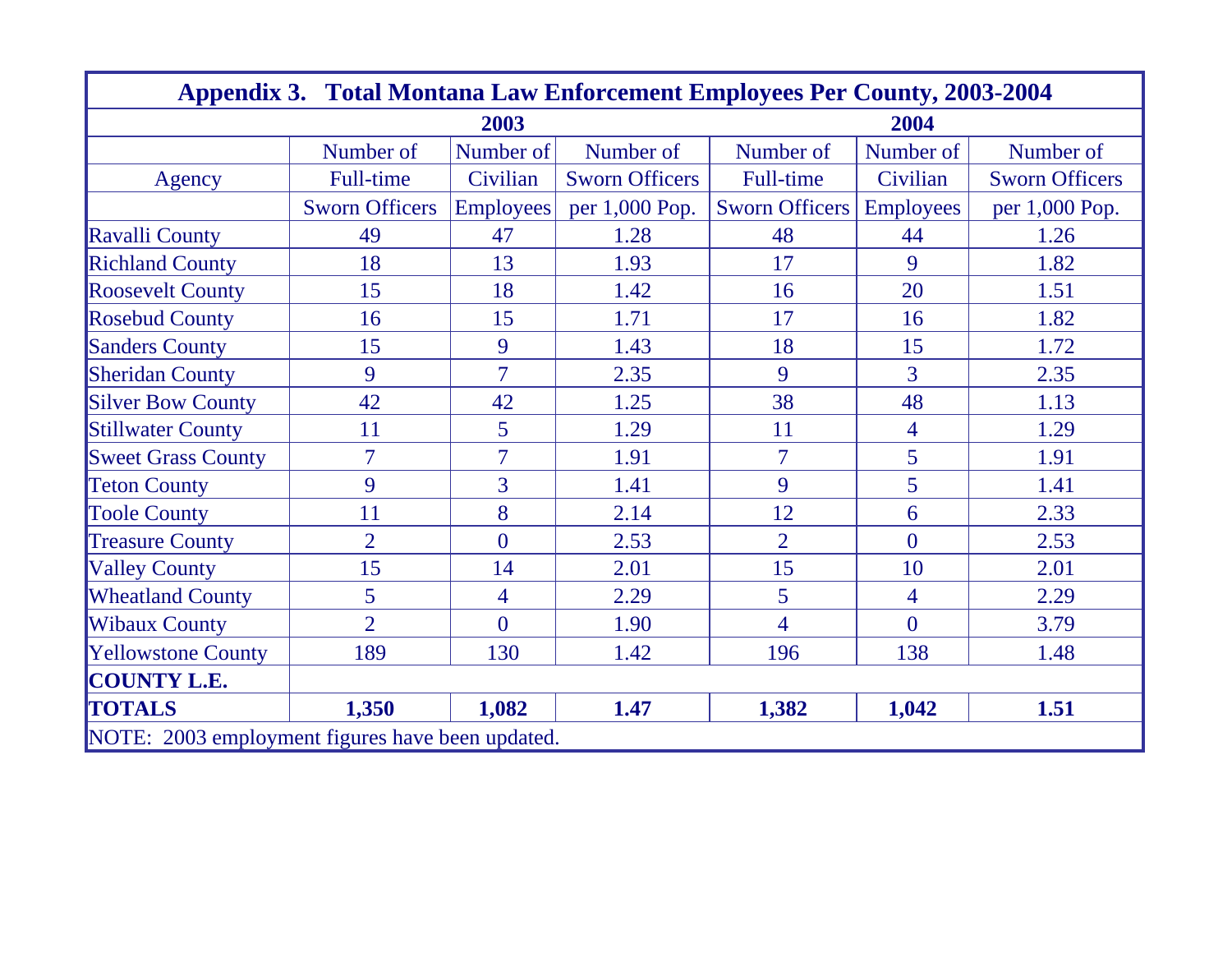## Appendix 3. Total Montana Law Enforcement Employees Per County, 2003-2004

| Agency | 2003 | | | 2004 | | |
|---|---|---|---|---|---|---|
| | Number of Full-time Sworn Officers | Number of Civilian Employees | Number of Sworn Officers per 1,000 Pop. | Number of Full-time Sworn Officers | Number of Civilian Employees | Number of Sworn Officers per 1,000 Pop. |
| Ravalli County | 49 | 47 | 1.28 | 48 | 44 | 1.26 |
| Richland County | 18 | 13 | 1.93 | 17 | 9 | 1.82 |
| Roosevelt County | 15 | 18 | 1.42 | 16 | 20 | 1.51 |
| Rosebud County | 16 | 15 | 1.71 | 17 | 16 | 1.82 |
| Sanders County | 15 | 9 | 1.43 | 18 | 15 | 1.72 |
| Sheridan County | 9 | 7 | 2.35 | 9 | 3 | 2.35 |
| Silver Bow County | 42 | 42 | 1.25 | 38 | 48 | 1.13 |
| Stillwater County | 11 | 5 | 1.29 | 11 | 4 | 1.29 |
| Sweet Grass County | 7 | 7 | 1.91 | 7 | 5 | 1.91 |
| Teton County | 9 | 3 | 1.41 | 9 | 5 | 1.41 |
| Toole County | 11 | 8 | 2.14 | 12 | 6 | 2.33 |
| Treasure County | 2 | 0 | 2.53 | 2 | 0 | 2.53 |
| Valley County | 15 | 14 | 2.01 | 15 | 10 | 2.01 |
| Wheatland County | 5 | 4 | 2.29 | 5 | 4 | 2.29 |
| Wibaux County | 2 | 0 | 1.90 | 4 | 0 | 3.79 |
| Yellowstone County | 189 | 130 | 1.42 | 196 | 138 | 1.48 |
| **COUNTY L.E. TOTALS** | **1,350** | **1,082** | **1.47** | **1,382** | **1,042** | **1.51** |

NOTE: 2003 employment figures have been updated.